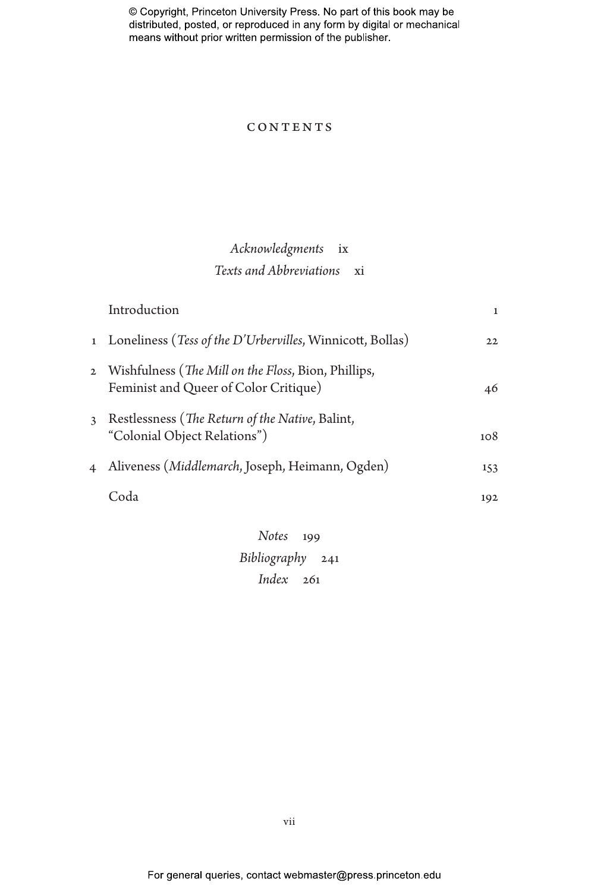# CONTENTS

*Acknowledgments* ix

*Texts and Abbreviations* xi

| | | |
|---|---|---|
| | Introduction | 1 |
| 1 | Loneliness (*Tess of the D'Urbervilles,* Winnicott, Bollas) | 22 |
| 2 | Wishfulness (*The Mill on the Floss,* Bion, Phillips, Feminist and Queer of Color Critique) | 46 |
| 3 | Restlessness (*The Return of the Native,* Balint, "Colonial Object Relations") | 108 |
| 4 | Aliveness (*Middlemarch,* Joseph, Heimann, Ogden) | 153 |
| | Coda | 192 |

*Notes* 199

*Bibliography* 241

*Index* 261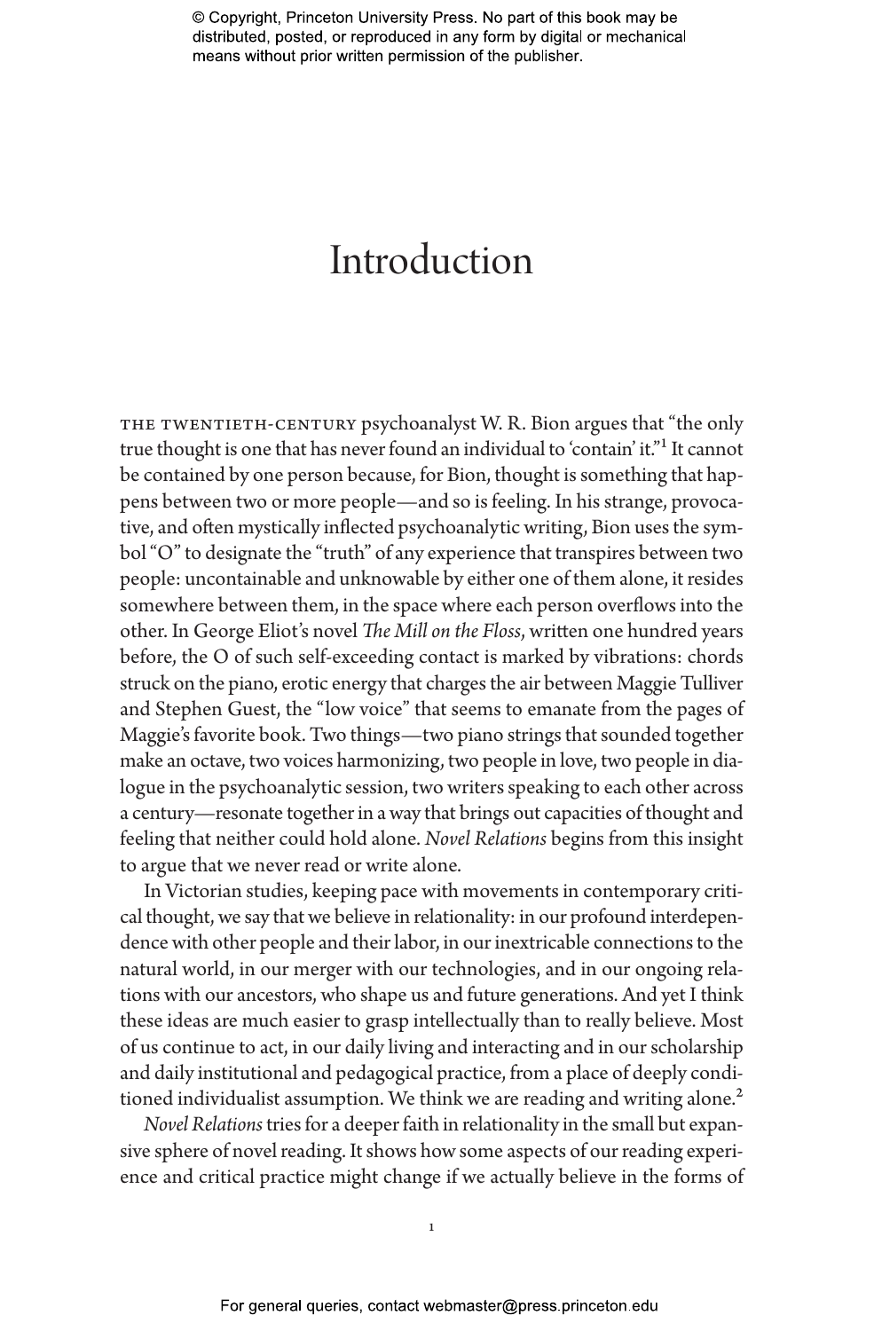# Introduction

THE TWENTIETH-CENTURY psychoanalyst W. R. Bion argues that "the only true thought is one that has never found an individual to 'contain' it."[1] It cannot be contained by one person because, for Bion, thought is something that happens between two or more people—and so is feeling. In his strange, provocative, and often mystically inflected psychoanalytic writing, Bion uses the symbol "O" to designate the "truth" of any experience that transpires between two people: uncontainable and unknowable by either one of them alone, it resides somewhere between them, in the space where each person overflows into the other. In George Eliot's novel *The Mill on the Floss*, written one hundred years before, the O of such self-exceeding contact is marked by vibrations: chords struck on the piano, erotic energy that charges the air between Maggie Tulliver and Stephen Guest, the "low voice" that seems to emanate from the pages of Maggie's favorite book. Two things—two piano strings that sounded together make an octave, two voices harmonizing, two people in love, two people in dialogue in the psychoanalytic session, two writers speaking to each other across a century—resonate together in a way that brings out capacities of thought and feeling that neither could hold alone. *Novel Relations* begins from this insight to argue that we never read or write alone.

In Victorian studies, keeping pace with movements in contemporary critical thought, we say that we believe in relationality: in our profound interdependence with other people and their labor, in our inextricable connections to the natural world, in our merger with our technologies, and in our ongoing relations with our ancestors, who shape us and future generations. And yet I think these ideas are much easier to grasp intellectually than to really believe. Most of us continue to act, in our daily living and interacting and in our scholarship and daily institutional and pedagogical practice, from a place of deeply conditioned individualist assumption. We think we are reading and writing alone.[2]

*Novel Relations* tries for a deeper faith in relationality in the small but expansive sphere of novel reading. It shows how some aspects of our reading experience and critical practice might change if we actually believe in the forms of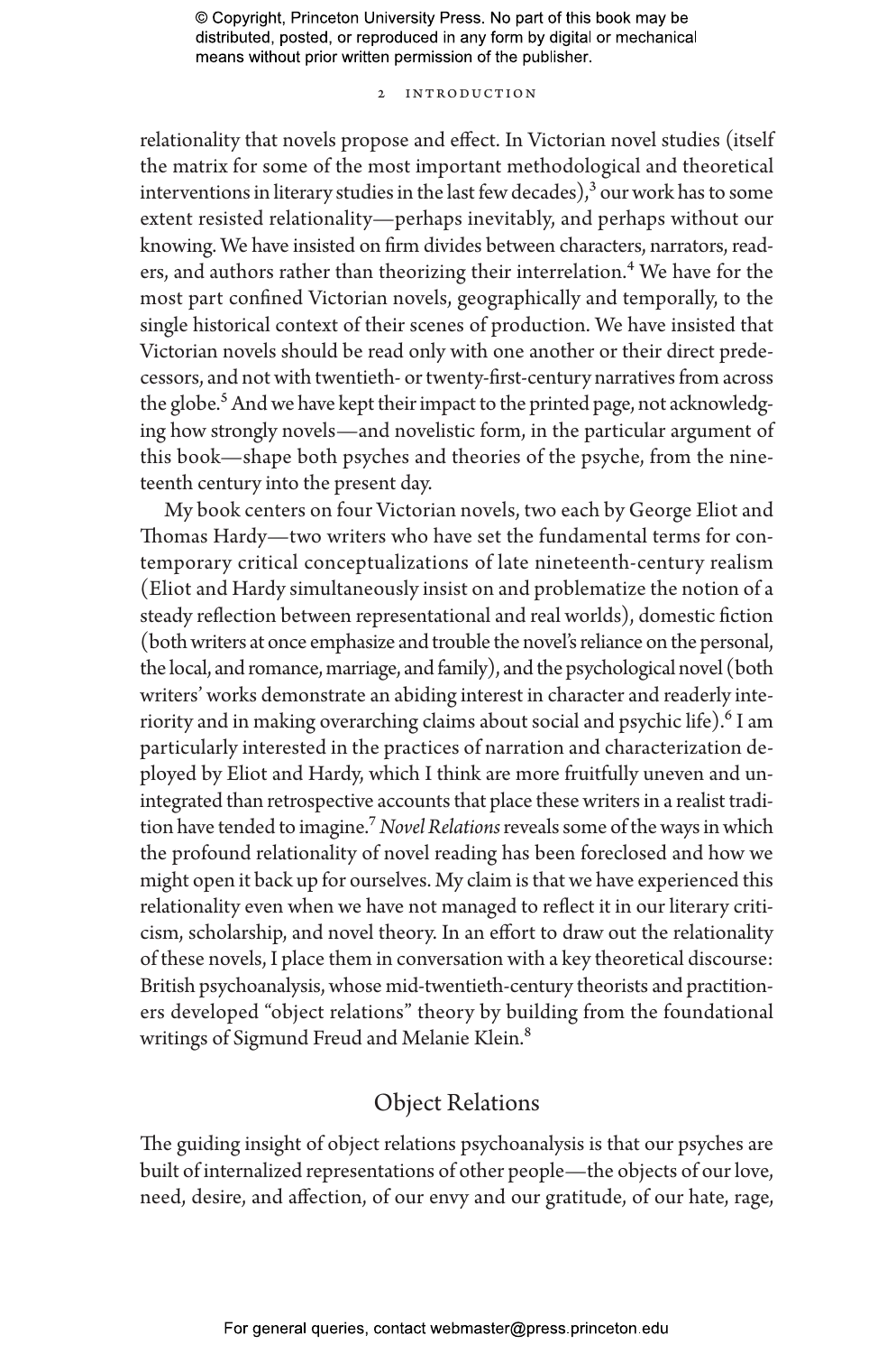relationality that novels propose and effect. In Victorian novel studies (itself the matrix for some of the most important methodological and theoretical interventions in literary studies in the last few decades),[3] our work has to some extent resisted relationality—perhaps inevitably, and perhaps without our knowing. We have insisted on firm divides between characters, narrators, readers, and authors rather than theorizing their interrelation.[4] We have for the most part confined Victorian novels, geographically and temporally, to the single historical context of their scenes of production. We have insisted that Victorian novels should be read only with one another or their direct predecessors, and not with twentieth- or twenty-first-century narratives from across the globe.[5] And we have kept their impact to the printed page, not acknowledging how strongly novels—and novelistic form, in the particular argument of this book—shape both psyches and theories of the psyche, from the nineteenth century into the present day.

My book centers on four Victorian novels, two each by George Eliot and Thomas Hardy—two writers who have set the fundamental terms for contemporary critical conceptualizations of late nineteenth-century realism (Eliot and Hardy simultaneously insist on and problematize the notion of a steady reflection between representational and real worlds), domestic fiction (both writers at once emphasize and trouble the novel's reliance on the personal, the local, and romance, marriage, and family), and the psychological novel (both writers' works demonstrate an abiding interest in character and readerly interiority and in making overarching claims about social and psychic life).[6] I am particularly interested in the practices of narration and characterization deployed by Eliot and Hardy, which I think are more fruitfully uneven and unintegrated than retrospective accounts that place these writers in a realist tradition have tended to imagine.[7] *Novel Relations* reveals some of the ways in which the profound relationality of novel reading has been foreclosed and how we might open it back up for ourselves. My claim is that we have experienced this relationality even when we have not managed to reflect it in our literary criticism, scholarship, and novel theory. In an effort to draw out the relationality of these novels, I place them in conversation with a key theoretical discourse: British psychoanalysis, whose mid-twentieth-century theorists and practitioners developed "object relations" theory by building from the foundational writings of Sigmund Freud and Melanie Klein.[8]

## Object Relations

The guiding insight of object relations psychoanalysis is that our psyches are built of internalized representations of other people—the objects of our love, need, desire, and affection, of our envy and our gratitude, of our hate, rage,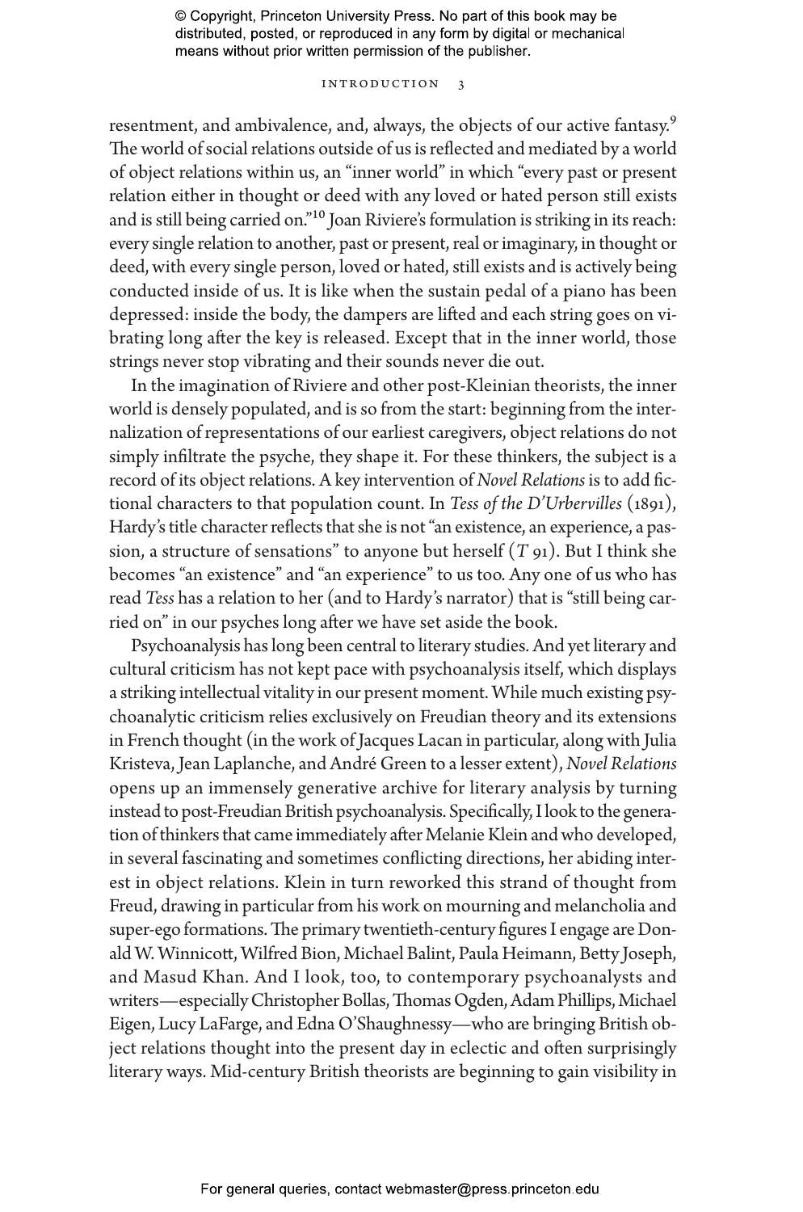resentment, and ambivalence, and, always, the objects of our active fantasy.[9] The world of social relations outside of us is reflected and mediated by a world of object relations within us, an "inner world" in which "every past or present relation either in thought or deed with any loved or hated person still exists and is still being carried on."[10] Joan Riviere's formulation is striking in its reach: every single relation to another, past or present, real or imaginary, in thought or deed, with every single person, loved or hated, still exists and is actively being conducted inside of us. It is like when the sustain pedal of a piano has been depressed: inside the body, the dampers are lifted and each string goes on vibrating long after the key is released. Except that in the inner world, those strings never stop vibrating and their sounds never die out.

In the imagination of Riviere and other post-Kleinian theorists, the inner world is densely populated, and is so from the start: beginning from the internalization of representations of our earliest caregivers, object relations do not simply infiltrate the psyche, they shape it. For these thinkers, the subject is a record of its object relations. A key intervention of *Novel Relations* is to add fictional characters to that population count. In *Tess of the D'Urbervilles* (1891), Hardy's title character reflects that she is not "an existence, an experience, a passion, a structure of sensations" to anyone but herself (*T* 91). But I think she becomes "an existence" and "an experience" to us too. Any one of us who has read *Tess* has a relation to her (and to Hardy's narrator) that is "still being carried on" in our psyches long after we have set aside the book.

Psychoanalysis has long been central to literary studies. And yet literary and cultural criticism has not kept pace with psychoanalysis itself, which displays a striking intellectual vitality in our present moment. While much existing psychoanalytic criticism relies exclusively on Freudian theory and its extensions in French thought (in the work of Jacques Lacan in particular, along with Julia Kristeva, Jean Laplanche, and André Green to a lesser extent), *Novel Relations* opens up an immensely generative archive for literary analysis by turning instead to post-Freudian British psychoanalysis. Specifically, I look to the generation of thinkers that came immediately after Melanie Klein and who developed, in several fascinating and sometimes conflicting directions, her abiding interest in object relations. Klein in turn reworked this strand of thought from Freud, drawing in particular from his work on mourning and melancholia and super-ego formations. The primary twentieth-century figures I engage are Donald W. Winnicott, Wilfred Bion, Michael Balint, Paula Heimann, Betty Joseph, and Masud Khan. And I look, too, to contemporary psychoanalysts and writers—especially Christopher Bollas, Thomas Ogden, Adam Phillips, Michael Eigen, Lucy LaFarge, and Edna O'Shaughnessy—who are bringing British object relations thought into the present day in eclectic and often surprisingly literary ways. Mid-century British theorists are beginning to gain visibility in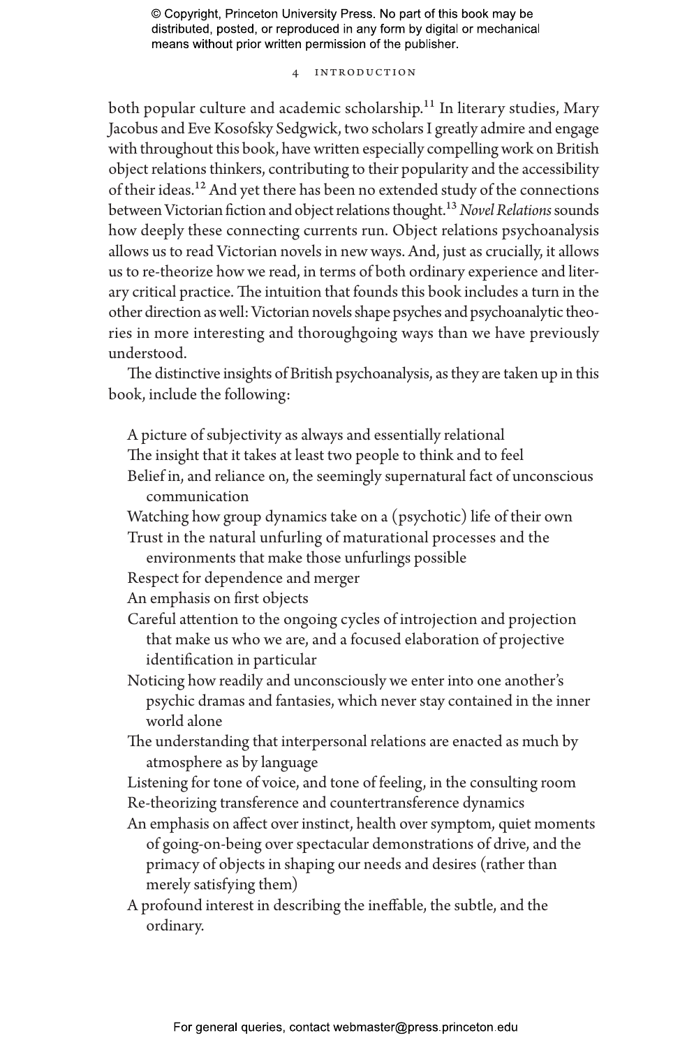both popular culture and academic scholarship.[11] In literary studies, Mary Jacobus and Eve Kosofsky Sedgwick, two scholars I greatly admire and engage with throughout this book, have written especially compelling work on British object relations thinkers, contributing to their popularity and the accessibility of their ideas.[12] And yet there has been no extended study of the connections between Victorian fiction and object relations thought.[13] *Novel Relations* sounds how deeply these connecting currents run. Object relations psychoanalysis allows us to read Victorian novels in new ways. And, just as crucially, it allows us to re-theorize how we read, in terms of both ordinary experience and literary critical practice. The intuition that founds this book includes a turn in the other direction as well: Victorian novels shape psyches and psychoanalytic theories in more interesting and thoroughgoing ways than we have previously understood.

The distinctive insights of British psychoanalysis, as they are taken up in this book, include the following:

- A picture of subjectivity as always and essentially relational
- The insight that it takes at least two people to think and to feel
- Belief in, and reliance on, the seemingly supernatural fact of unconscious communication
- Watching how group dynamics take on a (psychotic) life of their own
- Trust in the natural unfurling of maturational processes and the environments that make those unfurlings possible
- Respect for dependence and merger
- An emphasis on first objects
- Careful attention to the ongoing cycles of introjection and projection that make us who we are, and a focused elaboration of projective identification in particular
- Noticing how readily and unconsciously we enter into one another's psychic dramas and fantasies, which never stay contained in the inner world alone
- The understanding that interpersonal relations are enacted as much by atmosphere as by language
- Listening for tone of voice, and tone of feeling, in the consulting room
- Re-theorizing transference and countertransference dynamics
- An emphasis on affect over instinct, health over symptom, quiet moments of going-on-being over spectacular demonstrations of drive, and the primacy of objects in shaping our needs and desires (rather than merely satisfying them)
- A profound interest in describing the ineffable, the subtle, and the ordinary.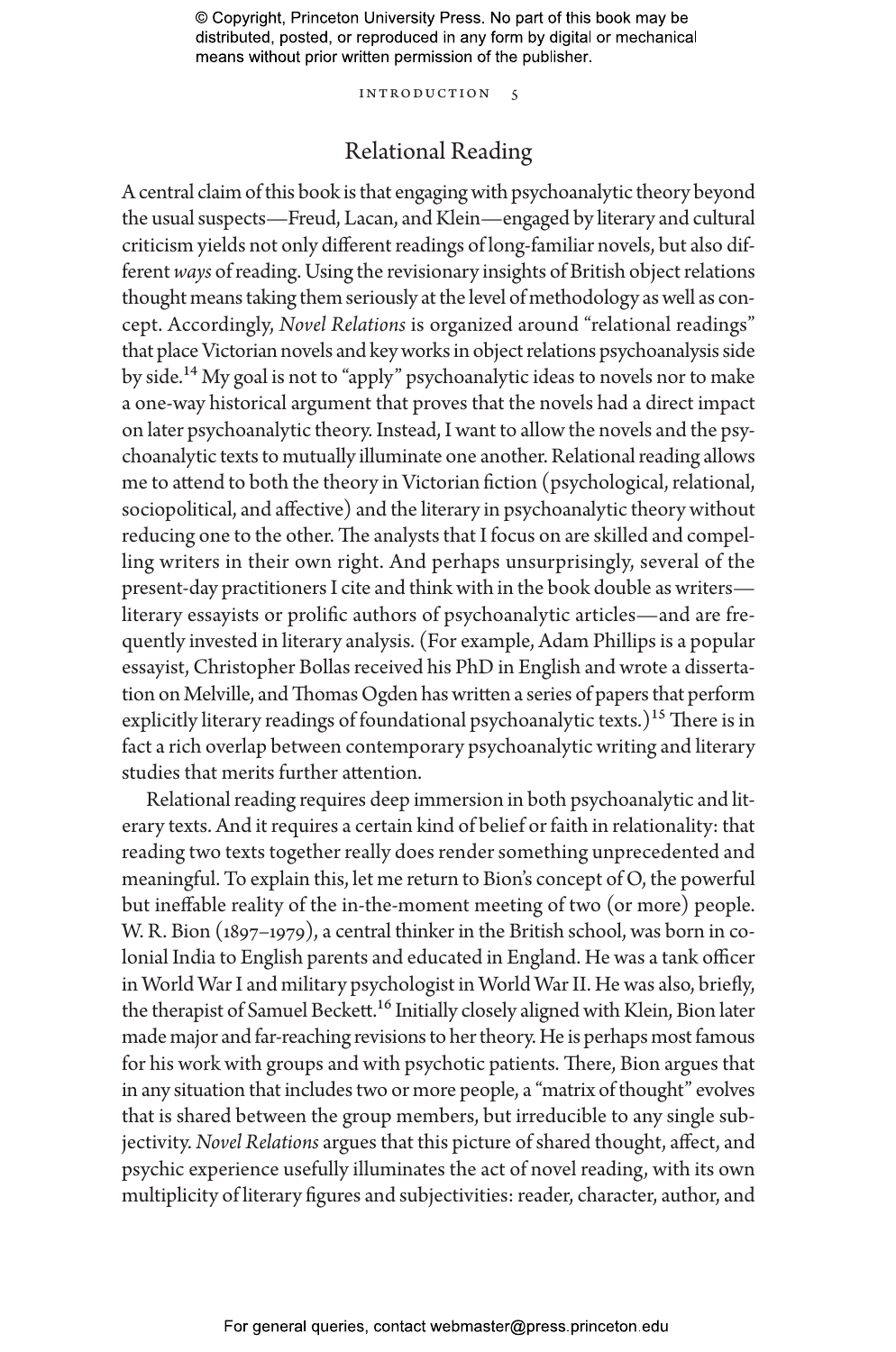## Relational Reading

A central claim of this book is that engaging with psychoanalytic theory beyond the usual suspects—Freud, Lacan, and Klein—engaged by literary and cultural criticism yields not only different readings of long-familiar novels, but also different *ways* of reading. Using the revisionary insights of British object relations thought means taking them seriously at the level of methodology as well as concept. Accordingly, *Novel Relations* is organized around "relational readings" that place Victorian novels and key works in object relations psychoanalysis side by side.[14] My goal is not to "apply" psychoanalytic ideas to novels nor to make a one-way historical argument that proves that the novels had a direct impact on later psychoanalytic theory. Instead, I want to allow the novels and the psychoanalytic texts to mutually illuminate one another. Relational reading allows me to attend to both the theory in Victorian fiction (psychological, relational, sociopolitical, and affective) and the literary in psychoanalytic theory without reducing one to the other. The analysts that I focus on are skilled and compelling writers in their own right. And perhaps unsurprisingly, several of the present-day practitioners I cite and think with in the book double as writers—literary essayists or prolific authors of psychoanalytic articles—and are frequently invested in literary analysis. (For example, Adam Phillips is a popular essayist, Christopher Bollas received his PhD in English and wrote a dissertation on Melville, and Thomas Ogden has written a series of papers that perform explicitly literary readings of foundational psychoanalytic texts.)[15] There is in fact a rich overlap between contemporary psychoanalytic writing and literary studies that merits further attention.

Relational reading requires deep immersion in both psychoanalytic and literary texts. And it requires a certain kind of belief or faith in relationality: that reading two texts together really does render something unprecedented and meaningful. To explain this, let me return to Bion's concept of O, the powerful but ineffable reality of the in-the-moment meeting of two (or more) people. W. R. Bion (1897–1979), a central thinker in the British school, was born in colonial India to English parents and educated in England. He was a tank officer in World War I and military psychologist in World War II. He was also, briefly, the therapist of Samuel Beckett.[16] Initially closely aligned with Klein, Bion later made major and far-reaching revisions to her theory. He is perhaps most famous for his work with groups and with psychotic patients. There, Bion argues that in any situation that includes two or more people, a "matrix of thought" evolves that is shared between the group members, but irreducible to any single subjectivity. *Novel Relations* argues that this picture of shared thought, affect, and psychic experience usefully illuminates the act of novel reading, with its own multiplicity of literary figures and subjectivities: reader, character, author, and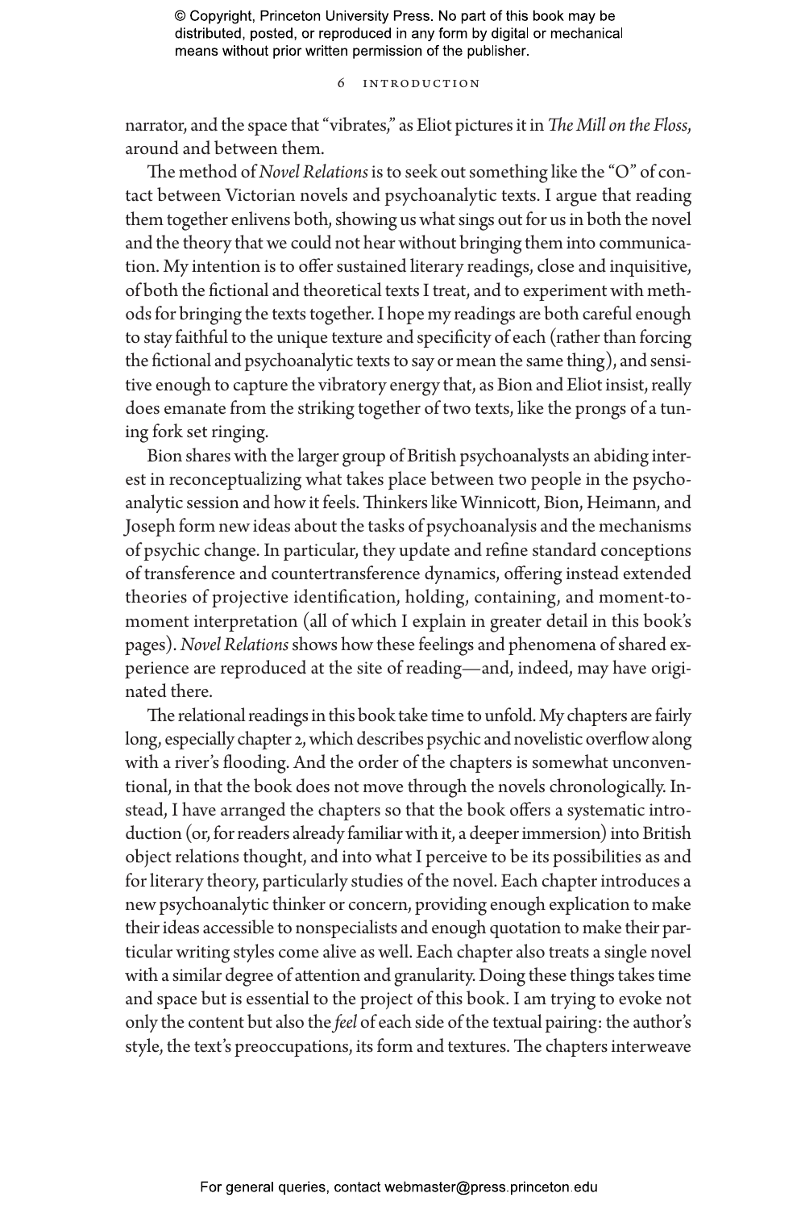narrator, and the space that "vibrates," as Eliot pictures it in *The Mill on the Floss*, around and between them.

The method of *Novel Relations* is to seek out something like the "O" of contact between Victorian novels and psychoanalytic texts. I argue that reading them together enlivens both, showing us what sings out for us in both the novel and the theory that we could not hear without bringing them into communication. My intention is to offer sustained literary readings, close and inquisitive, of both the fictional and theoretical texts I treat, and to experiment with methods for bringing the texts together. I hope my readings are both careful enough to stay faithful to the unique texture and specificity of each (rather than forcing the fictional and psychoanalytic texts to say or mean the same thing), and sensitive enough to capture the vibratory energy that, as Bion and Eliot insist, really does emanate from the striking together of two texts, like the prongs of a tuning fork set ringing.

Bion shares with the larger group of British psychoanalysts an abiding interest in reconceptualizing what takes place between two people in the psychoanalytic session and how it feels. Thinkers like Winnicott, Bion, Heimann, and Joseph form new ideas about the tasks of psychoanalysis and the mechanisms of psychic change. In particular, they update and refine standard conceptions of transference and countertransference dynamics, offering instead extended theories of projective identification, holding, containing, and moment-to-moment interpretation (all of which I explain in greater detail in this book's pages). *Novel Relations* shows how these feelings and phenomena of shared experience are reproduced at the site of reading—and, indeed, may have originated there.

The relational readings in this book take time to unfold. My chapters are fairly long, especially chapter 2, which describes psychic and novelistic overflow along with a river's flooding. And the order of the chapters is somewhat unconventional, in that the book does not move through the novels chronologically. Instead, I have arranged the chapters so that the book offers a systematic introduction (or, for readers already familiar with it, a deeper immersion) into British object relations thought, and into what I perceive to be its possibilities as and for literary theory, particularly studies of the novel. Each chapter introduces a new psychoanalytic thinker or concern, providing enough explication to make their ideas accessible to nonspecialists and enough quotation to make their particular writing styles come alive as well. Each chapter also treats a single novel with a similar degree of attention and granularity. Doing these things takes time and space but is essential to the project of this book. I am trying to evoke not only the content but also the *feel* of each side of the textual pairing: the author's style, the text's preoccupations, its form and textures. The chapters interweave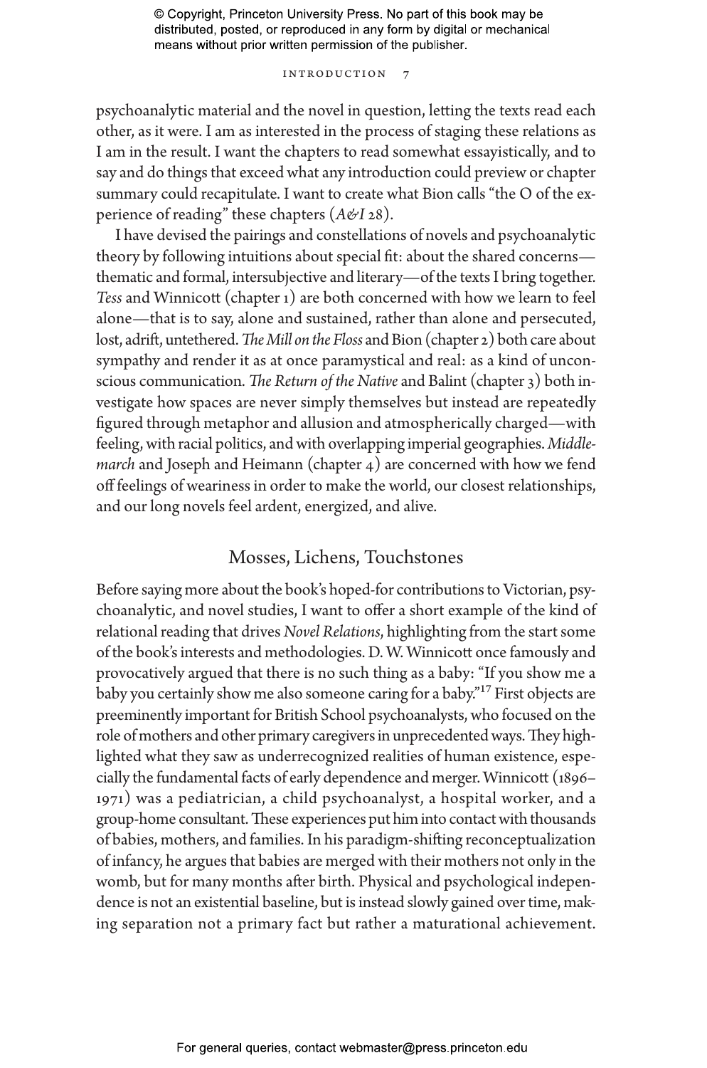psychoanalytic material and the novel in question, letting the texts read each other, as it were. I am as interested in the process of staging these relations as I am in the result. I want the chapters to read somewhat essayistically, and to say and do things that exceed what any introduction could preview or chapter summary could recapitulate. I want to create what Bion calls "the O of the experience of reading" these chapters (*A&I* 28).

I have devised the pairings and constellations of novels and psychoanalytic theory by following intuitions about special fit: about the shared concerns—thematic and formal, intersubjective and literary—of the texts I bring together. *Tess* and Winnicott (chapter 1) are both concerned with how we learn to feel alone—that is to say, alone and sustained, rather than alone and persecuted, lost, adrift, untethered. *The Mill on the Floss* and Bion (chapter 2) both care about sympathy and render it as at once paramystical and real: as a kind of unconscious communication. *The Return of the Native* and Balint (chapter 3) both investigate how spaces are never simply themselves but instead are repeatedly figured through metaphor and allusion and atmospherically charged—with feeling, with racial politics, and with overlapping imperial geographies. *Middlemarch* and Joseph and Heimann (chapter 4) are concerned with how we fend off feelings of weariness in order to make the world, our closest relationships, and our long novels feel ardent, energized, and alive.

## Mosses, Lichens, Touchstones

Before saying more about the book's hoped-for contributions to Victorian, psychoanalytic, and novel studies, I want to offer a short example of the kind of relational reading that drives *Novel Relations*, highlighting from the start some of the book's interests and methodologies. D. W. Winnicott once famously and provocatively argued that there is no such thing as a baby: "If you show me a baby you certainly show me also someone caring for a baby."[17] First objects are preeminently important for British School psychoanalysts, who focused on the role of mothers and other primary caregivers in unprecedented ways. They highlighted what they saw as underrecognized realities of human existence, especially the fundamental facts of early dependence and merger. Winnicott (1896–1971) was a pediatrician, a child psychoanalyst, a hospital worker, and a group-home consultant. These experiences put him into contact with thousands of babies, mothers, and families. In his paradigm-shifting reconceptualization of infancy, he argues that babies are merged with their mothers not only in the womb, but for many months after birth. Physical and psychological independence is not an existential baseline, but is instead slowly gained over time, making separation not a primary fact but rather a maturational achievement.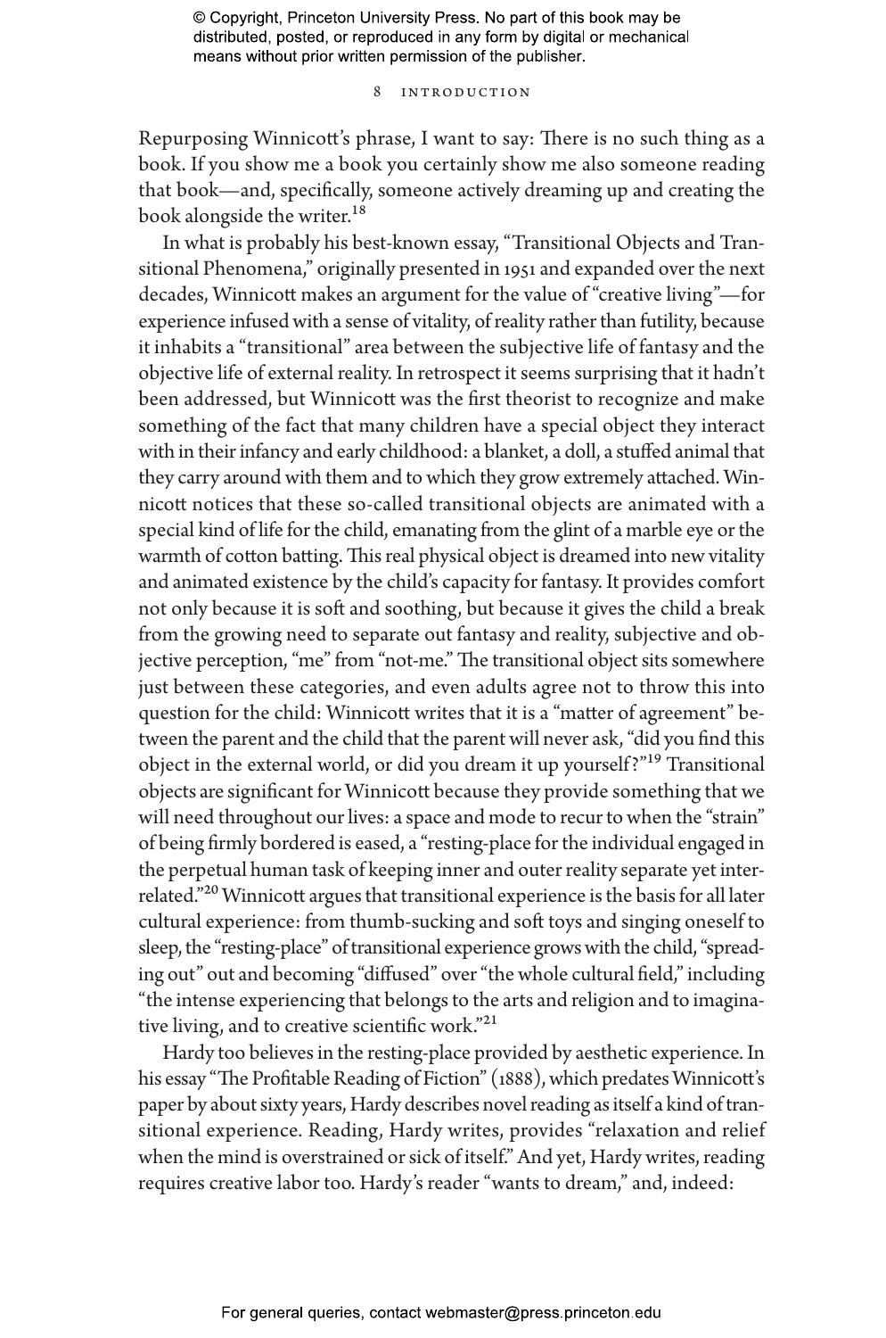Repurposing Winnicott's phrase, I want to say: There is no such thing as a book. If you show me a book you certainly show me also someone reading that book—and, specifically, someone actively dreaming up and creating the book alongside the writer.[18]

In what is probably his best-known essay, "Transitional Objects and Transitional Phenomena," originally presented in 1951 and expanded over the next decades, Winnicott makes an argument for the value of "creative living"—for experience infused with a sense of vitality, of reality rather than futility, because it inhabits a "transitional" area between the subjective life of fantasy and the objective life of external reality. In retrospect it seems surprising that it hadn't been addressed, but Winnicott was the first theorist to recognize and make something of the fact that many children have a special object they interact with in their infancy and early childhood: a blanket, a doll, a stuffed animal that they carry around with them and to which they grow extremely attached. Winnicott notices that these so-called transitional objects are animated with a special kind of life for the child, emanating from the glint of a marble eye or the warmth of cotton batting. This real physical object is dreamed into new vitality and animated existence by the child's capacity for fantasy. It provides comfort not only because it is soft and soothing, but because it gives the child a break from the growing need to separate out fantasy and reality, subjective and objective perception, "me" from "not-me." The transitional object sits somewhere just between these categories, and even adults agree not to throw this into question for the child: Winnicott writes that it is a "matter of agreement" between the parent and the child that the parent will never ask, "did you find this object in the external world, or did you dream it up yourself?"[19] Transitional objects are significant for Winnicott because they provide something that we will need throughout our lives: a space and mode to recur to when the "strain" of being firmly bordered is eased, a "resting-place for the individual engaged in the perpetual human task of keeping inner and outer reality separate yet interrelated."[20] Winnicott argues that transitional experience is the basis for all later cultural experience: from thumb-sucking and soft toys and singing oneself to sleep, the "resting-place" of transitional experience grows with the child, "spreading out" out and becoming "diffused" over "the whole cultural field," including "the intense experiencing that belongs to the arts and religion and to imaginative living, and to creative scientific work."[21]

Hardy too believes in the resting-place provided by aesthetic experience. In his essay "The Profitable Reading of Fiction" (1888), which predates Winnicott's paper by about sixty years, Hardy describes novel reading as itself a kind of transitional experience. Reading, Hardy writes, provides "relaxation and relief when the mind is overstrained or sick of itself." And yet, Hardy writes, reading requires creative labor too. Hardy's reader "wants to dream," and, indeed: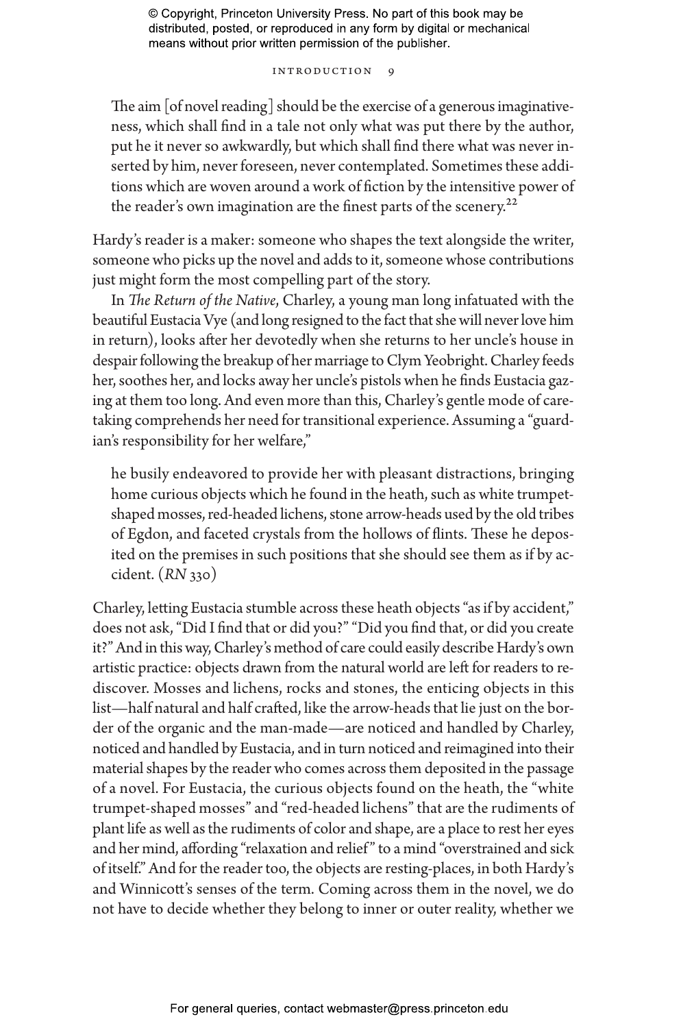> The aim [of novel reading] should be the exercise of a generous imaginativeness, which shall find in a tale not only what was put there by the author, put he it never so awkwardly, but which shall find there what was never inserted by him, never foreseen, never contemplated. Sometimes these additions which are woven around a work of fiction by the intensitive power of the reader's own imagination are the finest parts of the scenery.[22]

Hardy's reader is a maker: someone who shapes the text alongside the writer, someone who picks up the novel and adds to it, someone whose contributions just might form the most compelling part of the story.

In *The Return of the Native*, Charley, a young man long infatuated with the beautiful Eustacia Vye (and long resigned to the fact that she will never love him in return), looks after her devotedly when she returns to her uncle's house in despair following the breakup of her marriage to Clym Yeobright. Charley feeds her, soothes her, and locks away her uncle's pistols when he finds Eustacia gazing at them too long. And even more than this, Charley's gentle mode of caretaking comprehends her need for transitional experience. Assuming a "guardian's responsibility for her welfare,"

> he busily endeavored to provide her with pleasant distractions, bringing home curious objects which he found in the heath, such as white trumpet-shaped mosses, red-headed lichens, stone arrow-heads used by the old tribes of Egdon, and faceted crystals from the hollows of flints. These he deposited on the premises in such positions that she should see them as if by accident. (*RN* 330)

Charley, letting Eustacia stumble across these heath objects "as if by accident," does not ask, "Did I find that or did you?" "Did you find that, or did you create it?" And in this way, Charley's method of care could easily describe Hardy's own artistic practice: objects drawn from the natural world are left for readers to rediscover. Mosses and lichens, rocks and stones, the enticing objects in this list—half natural and half crafted, like the arrow-heads that lie just on the border of the organic and the man-made—are noticed and handled by Charley, noticed and handled by Eustacia, and in turn noticed and reimagined into their material shapes by the reader who comes across them deposited in the passage of a novel. For Eustacia, the curious objects found on the heath, the "white trumpet-shaped mosses" and "red-headed lichens" that are the rudiments of plant life as well as the rudiments of color and shape, are a place to rest her eyes and her mind, affording "relaxation and relief" to a mind "overstrained and sick of itself." And for the reader too, the objects are resting-places, in both Hardy's and Winnicott's senses of the term. Coming across them in the novel, we do not have to decide whether they belong to inner or outer reality, whether we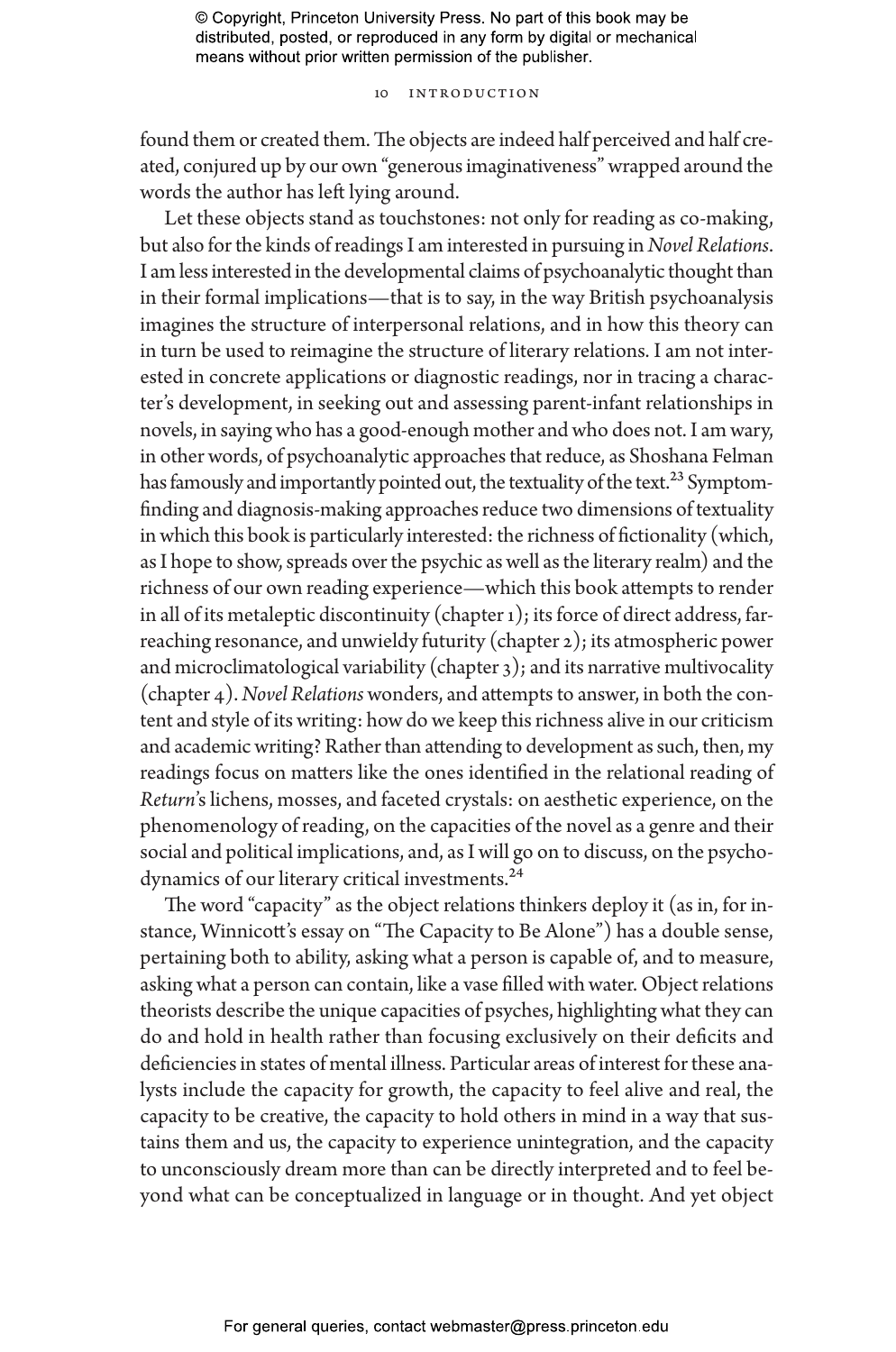found them or created them. The objects are indeed half perceived and half created, conjured up by our own "generous imaginativeness" wrapped around the words the author has left lying around.

Let these objects stand as touchstones: not only for reading as co-making, but also for the kinds of readings I am interested in pursuing in *Novel Relations*. I am less interested in the developmental claims of psychoanalytic thought than in their formal implications—that is to say, in the way British psychoanalysis imagines the structure of interpersonal relations, and in how this theory can in turn be used to reimagine the structure of literary relations. I am not interested in concrete applications or diagnostic readings, nor in tracing a character's development, in seeking out and assessing parent-infant relationships in novels, in saying who has a good-enough mother and who does not. I am wary, in other words, of psychoanalytic approaches that reduce, as Shoshana Felman has famously and importantly pointed out, the textuality of the text.[23] Symptom-finding and diagnosis-making approaches reduce two dimensions of textuality in which this book is particularly interested: the richness of fictionality (which, as I hope to show, spreads over the psychic as well as the literary realm) and the richness of our own reading experience—which this book attempts to render in all of its metaleptic discontinuity (chapter 1); its force of direct address, far-reaching resonance, and unwieldy futurity (chapter 2); its atmospheric power and microclimatological variability (chapter 3); and its narrative multivocality (chapter 4). *Novel Relations* wonders, and attempts to answer, in both the content and style of its writing: how do we keep this richness alive in our criticism and academic writing? Rather than attending to development as such, then, my readings focus on matters like the ones identified in the relational reading of *Return*'s lichens, mosses, and faceted crystals: on aesthetic experience, on the phenomenology of reading, on the capacities of the novel as a genre and their social and political implications, and, as I will go on to discuss, on the psychodynamics of our literary critical investments.[24]

The word "capacity" as the object relations thinkers deploy it (as in, for instance, Winnicott's essay on "The Capacity to Be Alone") has a double sense, pertaining both to ability, asking what a person is capable of, and to measure, asking what a person can contain, like a vase filled with water. Object relations theorists describe the unique capacities of psyches, highlighting what they can do and hold in health rather than focusing exclusively on their deficits and deficiencies in states of mental illness. Particular areas of interest for these analysts include the capacity for growth, the capacity to feel alive and real, the capacity to be creative, the capacity to hold others in mind in a way that sustains them and us, the capacity to experience unintegration, and the capacity to unconsciously dream more than can be directly interpreted and to feel beyond what can be conceptualized in language or in thought. And yet object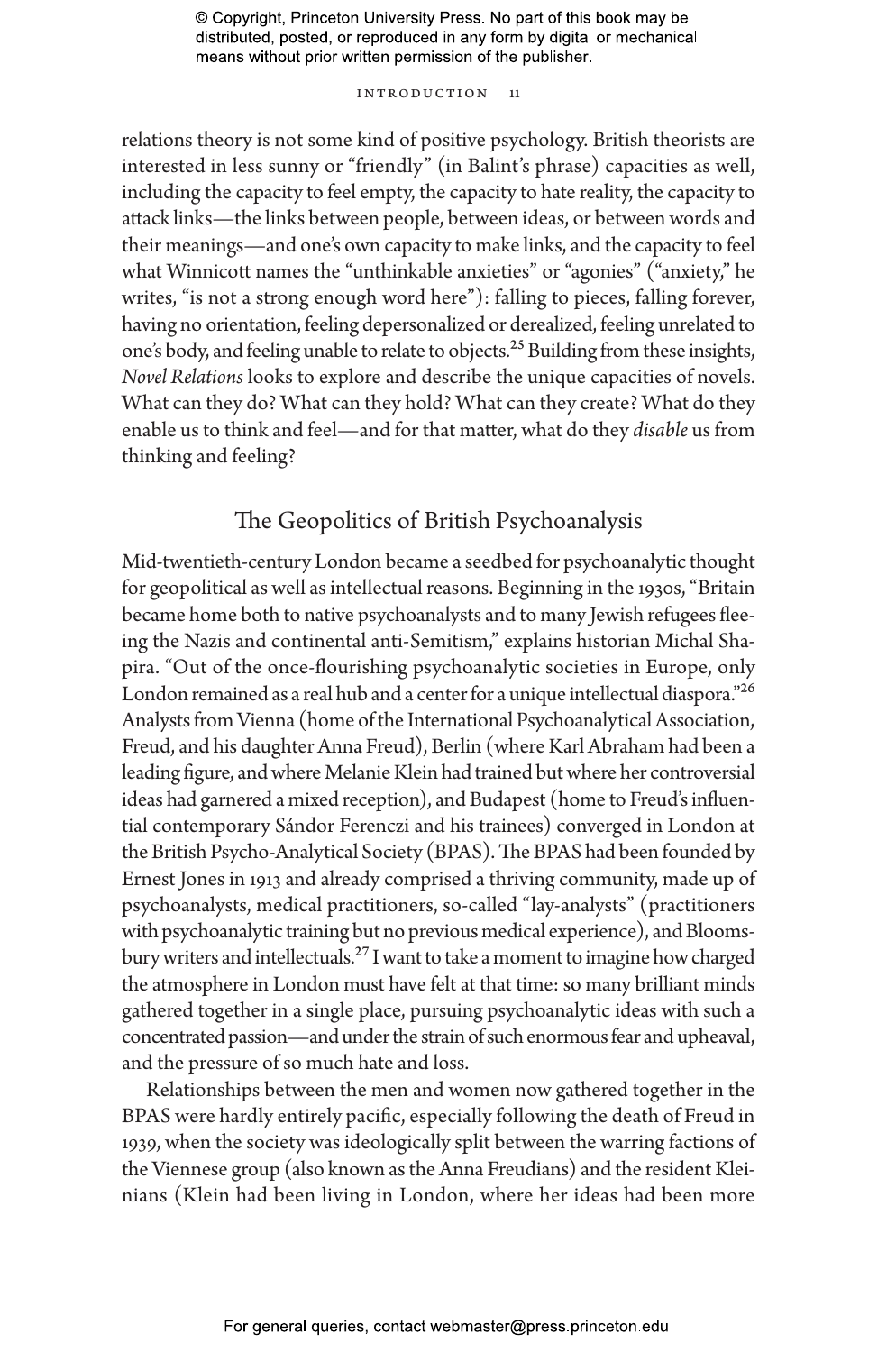relations theory is not some kind of positive psychology. British theorists are interested in less sunny or "friendly" (in Balint's phrase) capacities as well, including the capacity to feel empty, the capacity to hate reality, the capacity to attack links—the links between people, between ideas, or between words and their meanings—and one's own capacity to make links, and the capacity to feel what Winnicott names the "unthinkable anxieties" or "agonies" ("anxiety," he writes, "is not a strong enough word here"): falling to pieces, falling forever, having no orientation, feeling depersonalized or derealized, feeling unrelated to one's body, and feeling unable to relate to objects.[25] Building from these insights, *Novel Relations* looks to explore and describe the unique capacities of novels. What can they do? What can they hold? What can they create? What do they enable us to think and feel—and for that matter, what do they *disable* us from thinking and feeling?

## The Geopolitics of British Psychoanalysis

Mid-twentieth-century London became a seedbed for psychoanalytic thought for geopolitical as well as intellectual reasons. Beginning in the 1930s, "Britain became home both to native psychoanalysts and to many Jewish refugees fleeing the Nazis and continental anti-Semitism," explains historian Michal Shapira. "Out of the once-flourishing psychoanalytic societies in Europe, only London remained as a real hub and a center for a unique intellectual diaspora."[26] Analysts from Vienna (home of the International Psychoanalytical Association, Freud, and his daughter Anna Freud), Berlin (where Karl Abraham had been a leading figure, and where Melanie Klein had trained but where her controversial ideas had garnered a mixed reception), and Budapest (home to Freud's influential contemporary Sándor Ferenczi and his trainees) converged in London at the British Psycho-Analytical Society (BPAS). The BPAS had been founded by Ernest Jones in 1913 and already comprised a thriving community, made up of psychoanalysts, medical practitioners, so-called "lay-analysts" (practitioners with psychoanalytic training but no previous medical experience), and Bloomsbury writers and intellectuals.[27] I want to take a moment to imagine how charged the atmosphere in London must have felt at that time: so many brilliant minds gathered together in a single place, pursuing psychoanalytic ideas with such a concentrated passion—and under the strain of such enormous fear and upheaval, and the pressure of so much hate and loss.

Relationships between the men and women now gathered together in the BPAS were hardly entirely pacific, especially following the death of Freud in 1939, when the society was ideologically split between the warring factions of the Viennese group (also known as the Anna Freudians) and the resident Kleinians (Klein had been living in London, where her ideas had been more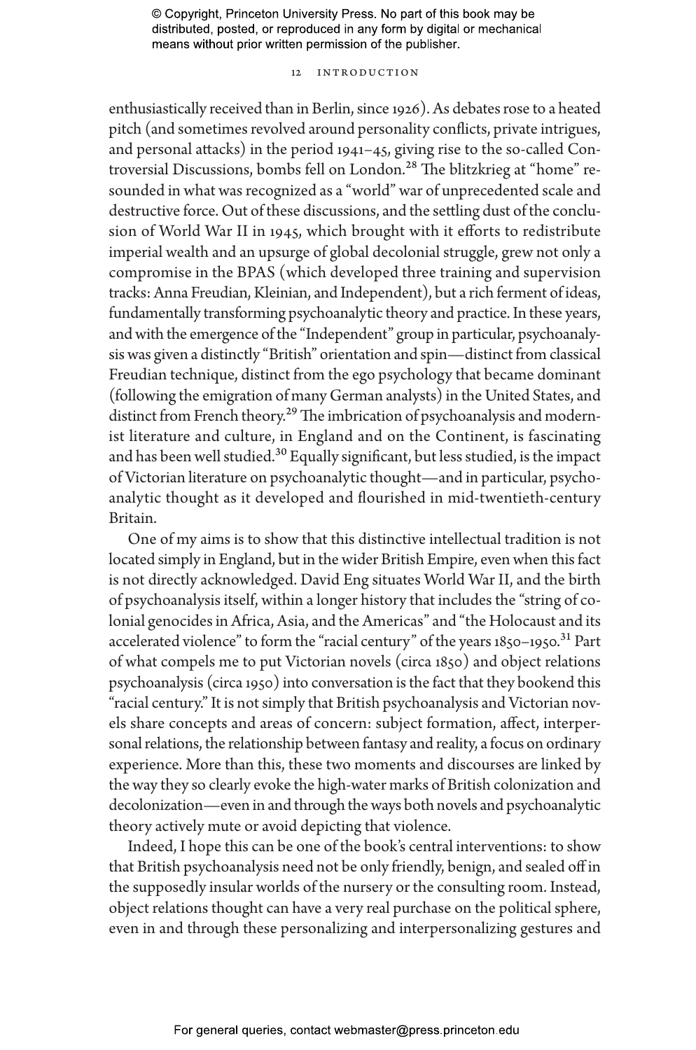enthusiastically received than in Berlin, since 1926). As debates rose to a heated pitch (and sometimes revolved around personality conflicts, private intrigues, and personal attacks) in the period 1941–45, giving rise to the so-called Controversial Discussions, bombs fell on London.[28] The blitzkrieg at "home" resounded in what was recognized as a "world" war of unprecedented scale and destructive force. Out of these discussions, and the settling dust of the conclusion of World War II in 1945, which brought with it efforts to redistribute imperial wealth and an upsurge of global decolonial struggle, grew not only a compromise in the BPAS (which developed three training and supervision tracks: Anna Freudian, Kleinian, and Independent), but a rich ferment of ideas, fundamentally transforming psychoanalytic theory and practice. In these years, and with the emergence of the "Independent" group in particular, psychoanalysis was given a distinctly "British" orientation and spin—distinct from classical Freudian technique, distinct from the ego psychology that became dominant (following the emigration of many German analysts) in the United States, and distinct from French theory.[29] The imbrication of psychoanalysis and modernist literature and culture, in England and on the Continent, is fascinating and has been well studied.[30] Equally significant, but less studied, is the impact of Victorian literature on psychoanalytic thought—and in particular, psychoanalytic thought as it developed and flourished in mid-twentieth-century Britain.

One of my aims is to show that this distinctive intellectual tradition is not located simply in England, but in the wider British Empire, even when this fact is not directly acknowledged. David Eng situates World War II, and the birth of psychoanalysis itself, within a longer history that includes the "string of colonial genocides in Africa, Asia, and the Americas" and "the Holocaust and its accelerated violence" to form the "racial century" of the years 1850–1950.[31] Part of what compels me to put Victorian novels (circa 1850) and object relations psychoanalysis (circa 1950) into conversation is the fact that they bookend this "racial century." It is not simply that British psychoanalysis and Victorian novels share concepts and areas of concern: subject formation, affect, interpersonal relations, the relationship between fantasy and reality, a focus on ordinary experience. More than this, these two moments and discourses are linked by the way they so clearly evoke the high-water marks of British colonization and decolonization—even in and through the ways both novels and psychoanalytic theory actively mute or avoid depicting that violence.

Indeed, I hope this can be one of the book's central interventions: to show that British psychoanalysis need not be only friendly, benign, and sealed off in the supposedly insular worlds of the nursery or the consulting room. Instead, object relations thought can have a very real purchase on the political sphere, even in and through these personalizing and interpersonalizing gestures and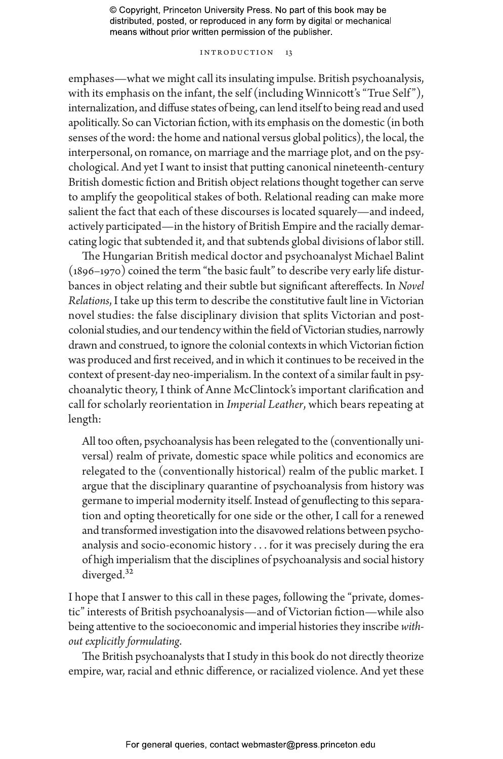emphases—what we might call its insulating impulse. British psychoanalysis, with its emphasis on the infant, the self (including Winnicott's "True Self"), internalization, and diffuse states of being, can lend itself to being read and used apolitically. So can Victorian fiction, with its emphasis on the domestic (in both senses of the word: the home and national versus global politics), the local, the interpersonal, on romance, on marriage and the marriage plot, and on the psychological. And yet I want to insist that putting canonical nineteenth-century British domestic fiction and British object relations thought together can serve to amplify the geopolitical stakes of both. Relational reading can make more salient the fact that each of these discourses is located squarely—and indeed, actively participated—in the history of British Empire and the racially demarcating logic that subtended it, and that subtends global divisions of labor still.

The Hungarian British medical doctor and psychoanalyst Michael Balint (1896–1970) coined the term "the basic fault" to describe very early life disturbances in object relating and their subtle but significant aftereffects. In *Novel Relations*, I take up this term to describe the constitutive fault line in Victorian novel studies: the false disciplinary division that splits Victorian and postcolonial studies, and our tendency within the field of Victorian studies, narrowly drawn and construed, to ignore the colonial contexts in which Victorian fiction was produced and first received, and in which it continues to be received in the context of present-day neo-imperialism. In the context of a similar fault in psychoanalytic theory, I think of Anne McClintock's important clarification and call for scholarly reorientation in *Imperial Leather*, which bears repeating at length:

> All too often, psychoanalysis has been relegated to the (conventionally universal) realm of private, domestic space while politics and economics are relegated to the (conventionally historical) realm of the public market. I argue that the disciplinary quarantine of psychoanalysis from history was germane to imperial modernity itself. Instead of genuflecting to this separation and opting theoretically for one side or the other, I call for a renewed and transformed investigation into the disavowed relations between psychoanalysis and socio-economic history . . . for it was precisely during the era of high imperialism that the disciplines of psychoanalysis and social history diverged.[32]

I hope that I answer to this call in these pages, following the "private, domestic" interests of British psychoanalysis—and of Victorian fiction—while also being attentive to the socioeconomic and imperial histories they inscribe *without explicitly formulating*.

The British psychoanalysts that I study in this book do not directly theorize empire, war, racial and ethnic difference, or racialized violence. And yet these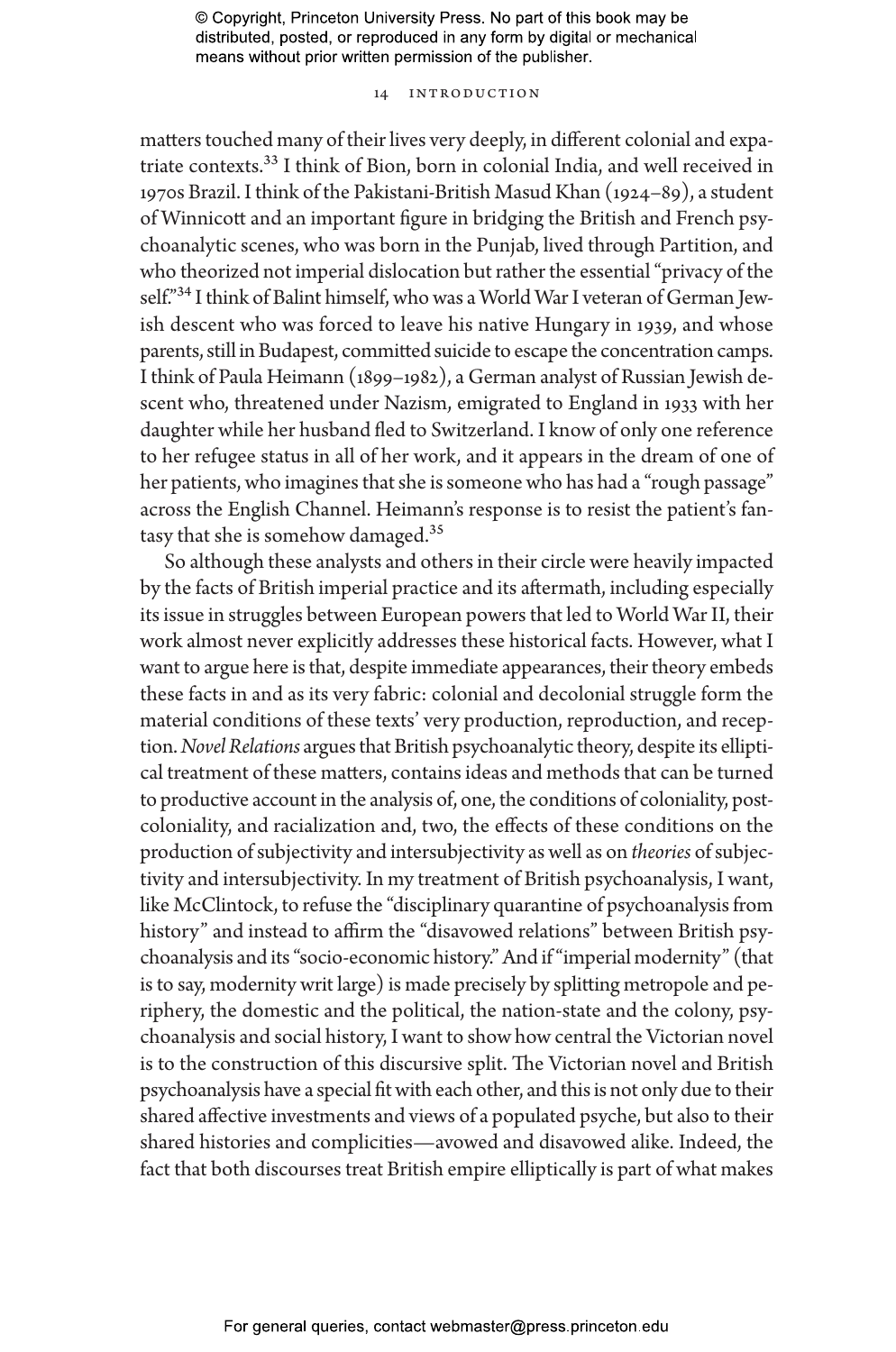matters touched many of their lives very deeply, in different colonial and expatriate contexts.[33] I think of Bion, born in colonial India, and well received in 1970s Brazil. I think of the Pakistani-British Masud Khan (1924–89), a student of Winnicott and an important figure in bridging the British and French psychoanalytic scenes, who was born in the Punjab, lived through Partition, and who theorized not imperial dislocation but rather the essential "privacy of the self."[34] I think of Balint himself, who was a World War I veteran of German Jewish descent who was forced to leave his native Hungary in 1939, and whose parents, still in Budapest, committed suicide to escape the concentration camps. I think of Paula Heimann (1899–1982), a German analyst of Russian Jewish descent who, threatened under Nazism, emigrated to England in 1933 with her daughter while her husband fled to Switzerland. I know of only one reference to her refugee status in all of her work, and it appears in the dream of one of her patients, who imagines that she is someone who has had a "rough passage" across the English Channel. Heimann's response is to resist the patient's fantasy that she is somehow damaged.[35]

So although these analysts and others in their circle were heavily impacted by the facts of British imperial practice and its aftermath, including especially its issue in struggles between European powers that led to World War II, their work almost never explicitly addresses these historical facts. However, what I want to argue here is that, despite immediate appearances, their theory embeds these facts in and as its very fabric: colonial and decolonial struggle form the material conditions of these texts' very production, reproduction, and reception. *Novel Relations* argues that British psychoanalytic theory, despite its elliptical treatment of these matters, contains ideas and methods that can be turned to productive account in the analysis of, one, the conditions of coloniality, postcoloniality, and racialization and, two, the effects of these conditions on the production of subjectivity and intersubjectivity as well as on *theories* of subjectivity and intersubjectivity. In my treatment of British psychoanalysis, I want, like McClintock, to refuse the "disciplinary quarantine of psychoanalysis from history" and instead to affirm the "disavowed relations" between British psychoanalysis and its "socio-economic history." And if "imperial modernity" (that is to say, modernity writ large) is made precisely by splitting metropole and periphery, the domestic and the political, the nation-state and the colony, psychoanalysis and social history, I want to show how central the Victorian novel is to the construction of this discursive split. The Victorian novel and British psychoanalysis have a special fit with each other, and this is not only due to their shared affective investments and views of a populated psyche, but also to their shared histories and complicities—avowed and disavowed alike. Indeed, the fact that both discourses treat British empire elliptically is part of what makes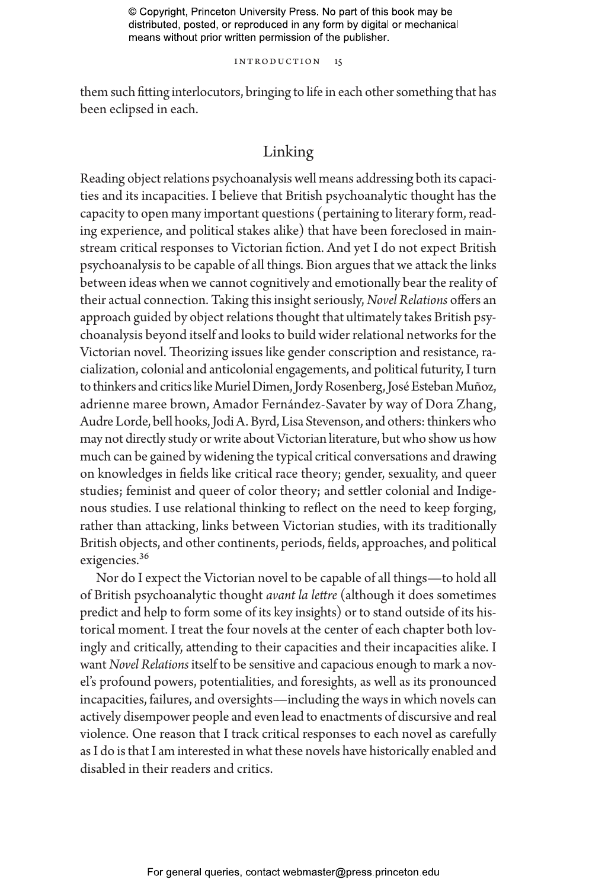them such fitting interlocutors, bringing to life in each other something that has been eclipsed in each.

## Linking

Reading object relations psychoanalysis well means addressing both its capacities and its incapacities. I believe that British psychoanalytic thought has the capacity to open many important questions (pertaining to literary form, reading experience, and political stakes alike) that have been foreclosed in mainstream critical responses to Victorian fiction. And yet I do not expect British psychoanalysis to be capable of all things. Bion argues that we attack the links between ideas when we cannot cognitively and emotionally bear the reality of their actual connection. Taking this insight seriously, *Novel Relations* offers an approach guided by object relations thought that ultimately takes British psychoanalysis beyond itself and looks to build wider relational networks for the Victorian novel. Theorizing issues like gender conscription and resistance, racialization, colonial and anticolonial engagements, and political futurity, I turn to thinkers and critics like Muriel Dimen, Jordy Rosenberg, José Esteban Muñoz, adrienne maree brown, Amador Fernández-Savater by way of Dora Zhang, Audre Lorde, bell hooks, Jodi A. Byrd, Lisa Stevenson, and others: thinkers who may not directly study or write about Victorian literature, but who show us how much can be gained by widening the typical critical conversations and drawing on knowledges in fields like critical race theory; gender, sexuality, and queer studies; feminist and queer of color theory; and settler colonial and Indigenous studies. I use relational thinking to reflect on the need to keep forging, rather than attacking, links between Victorian studies, with its traditionally British objects, and other continents, periods, fields, approaches, and political exigencies.[36]

Nor do I expect the Victorian novel to be capable of all things—to hold all of British psychoanalytic thought *avant la lettre* (although it does sometimes predict and help to form some of its key insights) or to stand outside of its historical moment. I treat the four novels at the center of each chapter both lovingly and critically, attending to their capacities and their incapacities alike. I want *Novel Relations* itself to be sensitive and capacious enough to mark a novel's profound powers, potentialities, and foresights, as well as its pronounced incapacities, failures, and oversights—including the ways in which novels can actively disempower people and even lead to enactments of discursive and real violence. One reason that I track critical responses to each novel as carefully as I do is that I am interested in what these novels have historically enabled and disabled in their readers and critics.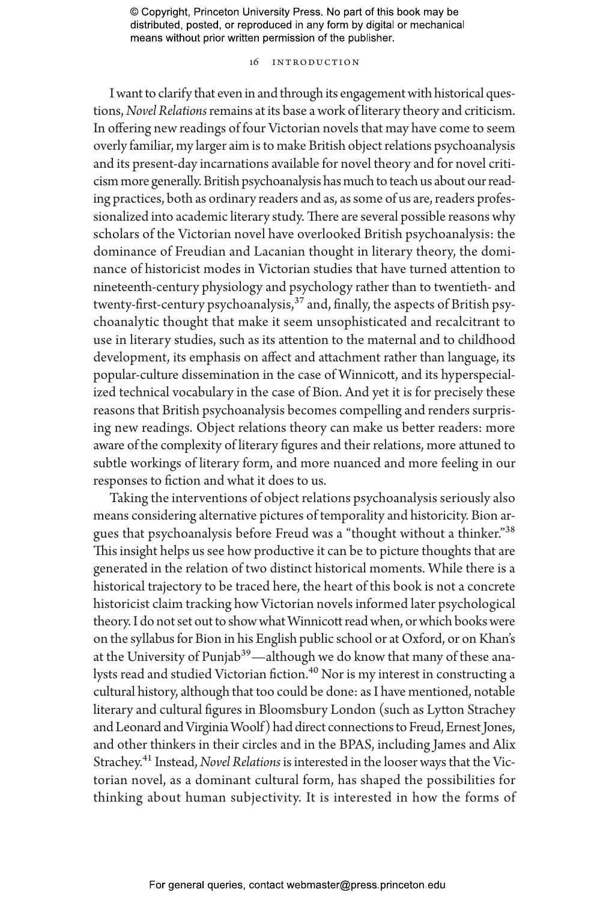I want to clarify that even in and through its engagement with historical questions, *Novel Relations* remains at its base a work of literary theory and criticism. In offering new readings of four Victorian novels that may have come to seem overly familiar, my larger aim is to make British object relations psychoanalysis and its present-day incarnations available for novel theory and for novel criticism more generally. British psychoanalysis has much to teach us about our reading practices, both as ordinary readers and as, as some of us are, readers professionalized into academic literary study. There are several possible reasons why scholars of the Victorian novel have overlooked British psychoanalysis: the dominance of Freudian and Lacanian thought in literary theory, the dominance of historicist modes in Victorian studies that have turned attention to nineteenth-century physiology and psychology rather than to twentieth- and twenty-first-century psychoanalysis,[37] and, finally, the aspects of British psychoanalytic thought that make it seem unsophisticated and recalcitrant to use in literary studies, such as its attention to the maternal and to childhood development, its emphasis on affect and attachment rather than language, its popular-culture dissemination in the case of Winnicott, and its hyperspecialized technical vocabulary in the case of Bion. And yet it is for precisely these reasons that British psychoanalysis becomes compelling and renders surprising new readings. Object relations theory can make us better readers: more aware of the complexity of literary figures and their relations, more attuned to subtle workings of literary form, and more nuanced and more feeling in our responses to fiction and what it does to us.

Taking the interventions of object relations psychoanalysis seriously also means considering alternative pictures of temporality and historicity. Bion argues that psychoanalysis before Freud was a "thought without a thinker."[38] This insight helps us see how productive it can be to picture thoughts that are generated in the relation of two distinct historical moments. While there is a historical trajectory to be traced here, the heart of this book is not a concrete historicist claim tracking how Victorian novels informed later psychological theory. I do not set out to show what Winnicott read when, or which books were on the syllabus for Bion in his English public school or at Oxford, or on Khan's at the University of Punjab[39]—although we do know that many of these analysts read and studied Victorian fiction.[40] Nor is my interest in constructing a cultural history, although that too could be done: as I have mentioned, notable literary and cultural figures in Bloomsbury London (such as Lytton Strachey and Leonard and Virginia Woolf) had direct connections to Freud, Ernest Jones, and other thinkers in their circles and in the BPAS, including James and Alix Strachey.[41] Instead, *Novel Relations* is interested in the looser ways that the Victorian novel, as a dominant cultural form, has shaped the possibilities for thinking about human subjectivity. It is interested in how the forms of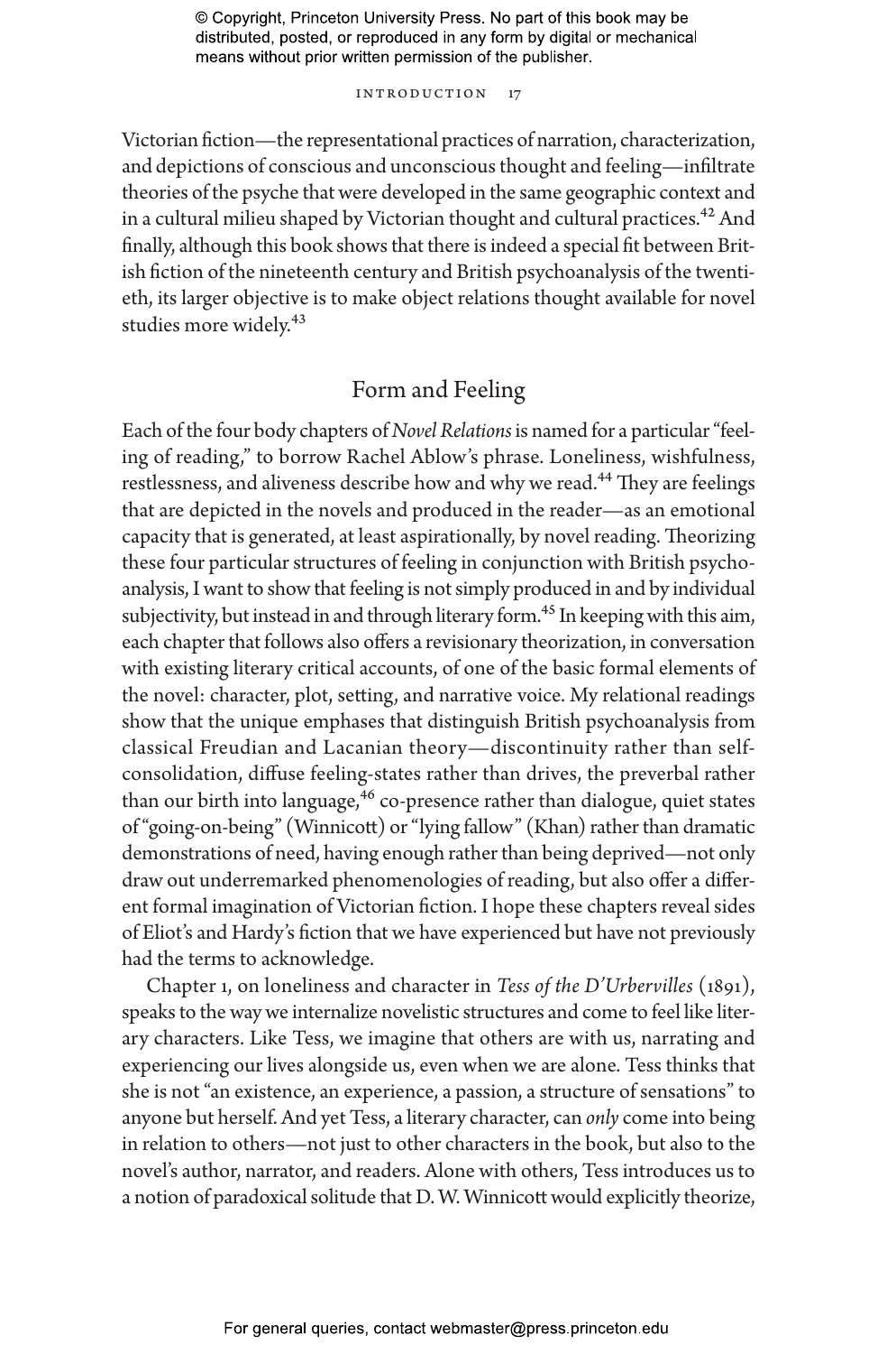Victorian fiction—the representational practices of narration, characterization, and depictions of conscious and unconscious thought and feeling—infiltrate theories of the psyche that were developed in the same geographic context and in a cultural milieu shaped by Victorian thought and cultural practices.[42] And finally, although this book shows that there is indeed a special fit between British fiction of the nineteenth century and British psychoanalysis of the twentieth, its larger objective is to make object relations thought available for novel studies more widely.[43]

## Form and Feeling

Each of the four body chapters of *Novel Relations* is named for a particular "feeling of reading," to borrow Rachel Ablow's phrase. Loneliness, wishfulness, restlessness, and aliveness describe how and why we read.[44] They are feelings that are depicted in the novels and produced in the reader—as an emotional capacity that is generated, at least aspirationally, by novel reading. Theorizing these four particular structures of feeling in conjunction with British psychoanalysis, I want to show that feeling is not simply produced in and by individual subjectivity, but instead in and through literary form.[45] In keeping with this aim, each chapter that follows also offers a revisionary theorization, in conversation with existing literary critical accounts, of one of the basic formal elements of the novel: character, plot, setting, and narrative voice. My relational readings show that the unique emphases that distinguish British psychoanalysis from classical Freudian and Lacanian theory—discontinuity rather than self-consolidation, diffuse feeling-states rather than drives, the preverbal rather than our birth into language,[46] co-presence rather than dialogue, quiet states of "going-on-being" (Winnicott) or "lying fallow" (Khan) rather than dramatic demonstrations of need, having enough rather than being deprived—not only draw out underremarked phenomenologies of reading, but also offer a different formal imagination of Victorian fiction. I hope these chapters reveal sides of Eliot's and Hardy's fiction that we have experienced but have not previously had the terms to acknowledge.

Chapter 1, on loneliness and character in *Tess of the D'Urbervilles* (1891), speaks to the way we internalize novelistic structures and come to feel like literary characters. Like Tess, we imagine that others are with us, narrating and experiencing our lives alongside us, even when we are alone. Tess thinks that she is not "an existence, an experience, a passion, a structure of sensations" to anyone but herself. And yet Tess, a literary character, can *only* come into being in relation to others—not just to other characters in the book, but also to the novel's author, narrator, and readers. Alone with others, Tess introduces us to a notion of paradoxical solitude that D. W. Winnicott would explicitly theorize,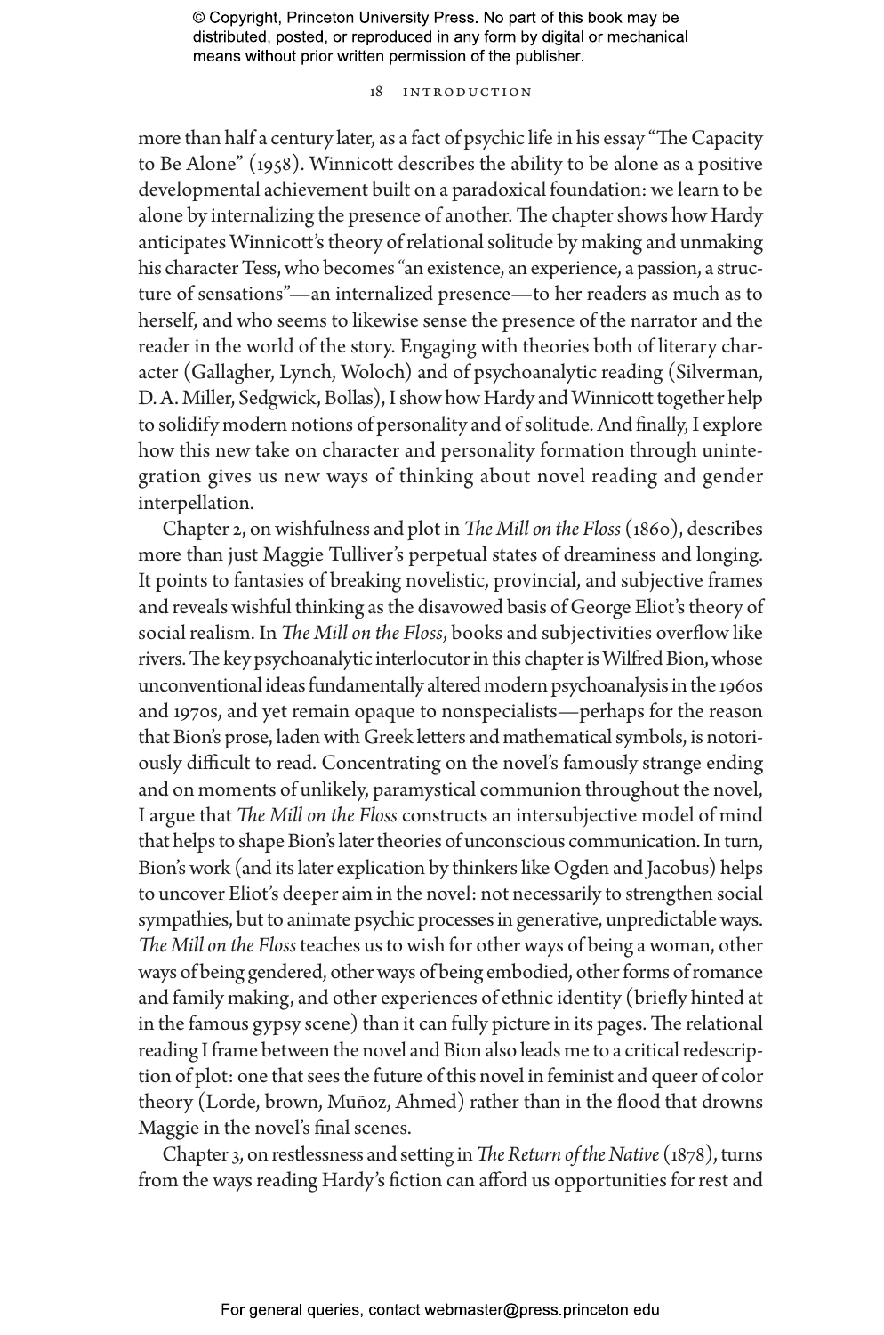more than half a century later, as a fact of psychic life in his essay "The Capacity to Be Alone" (1958). Winnicott describes the ability to be alone as a positive developmental achievement built on a paradoxical foundation: we learn to be alone by internalizing the presence of another. The chapter shows how Hardy anticipates Winnicott's theory of relational solitude by making and unmaking his character Tess, who becomes "an existence, an experience, a passion, a structure of sensations"—an internalized presence—to her readers as much as to herself, and who seems to likewise sense the presence of the narrator and the reader in the world of the story. Engaging with theories both of literary character (Gallagher, Lynch, Woloch) and of psychoanalytic reading (Silverman, D. A. Miller, Sedgwick, Bollas), I show how Hardy and Winnicott together help to solidify modern notions of personality and of solitude. And finally, I explore how this new take on character and personality formation through unintegration gives us new ways of thinking about novel reading and gender interpellation.

Chapter 2, on wishfulness and plot in *The Mill on the Floss* (1860), describes more than just Maggie Tulliver's perpetual states of dreaminess and longing. It points to fantasies of breaking novelistic, provincial, and subjective frames and reveals wishful thinking as the disavowed basis of George Eliot's theory of social realism. In *The Mill on the Floss*, books and subjectivities overflow like rivers. The key psychoanalytic interlocutor in this chapter is Wilfred Bion, whose unconventional ideas fundamentally altered modern psychoanalysis in the 1960s and 1970s, and yet remain opaque to nonspecialists—perhaps for the reason that Bion's prose, laden with Greek letters and mathematical symbols, is notoriously difficult to read. Concentrating on the novel's famously strange ending and on moments of unlikely, paramystical communion throughout the novel, I argue that *The Mill on the Floss* constructs an intersubjective model of mind that helps to shape Bion's later theories of unconscious communication. In turn, Bion's work (and its later explication by thinkers like Ogden and Jacobus) helps to uncover Eliot's deeper aim in the novel: not necessarily to strengthen social sympathies, but to animate psychic processes in generative, unpredictable ways. *The Mill on the Floss* teaches us to wish for other ways of being a woman, other ways of being gendered, other ways of being embodied, other forms of romance and family making, and other experiences of ethnic identity (briefly hinted at in the famous gypsy scene) than it can fully picture in its pages. The relational reading I frame between the novel and Bion also leads me to a critical redescription of plot: one that sees the future of this novel in feminist and queer of color theory (Lorde, brown, Muñoz, Ahmed) rather than in the flood that drowns Maggie in the novel's final scenes.

Chapter 3, on restlessness and setting in *The Return of the Native* (1878), turns from the ways reading Hardy's fiction can afford us opportunities for rest and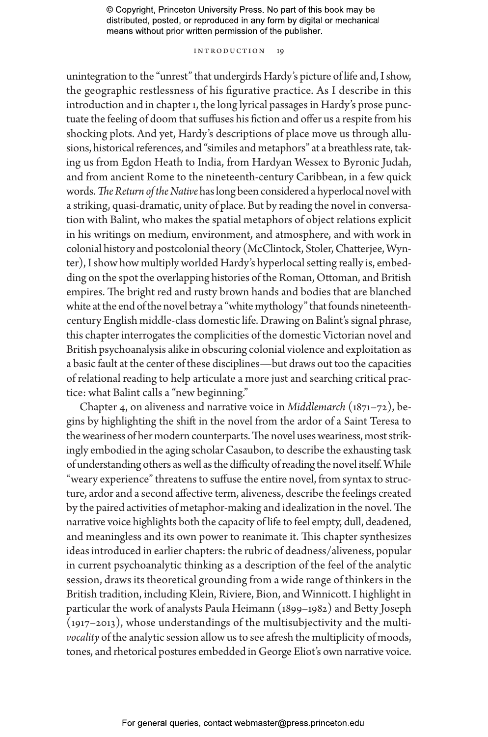unintegration to the "unrest" that undergirds Hardy's picture of life and, I show, the geographic restlessness of his figurative practice. As I describe in this introduction and in chapter 1, the long lyrical passages in Hardy's prose punctuate the feeling of doom that suffuses his fiction and offer us a respite from his shocking plots. And yet, Hardy's descriptions of place move us through allusions, historical references, and "similes and metaphors" at a breathless rate, taking us from Egdon Heath to India, from Hardyan Wessex to Byronic Judah, and from ancient Rome to the nineteenth-century Caribbean, in a few quick words. *The Return of the Native* has long been considered a hyperlocal novel with a striking, quasi-dramatic, unity of place. But by reading the novel in conversation with Balint, who makes the spatial metaphors of object relations explicit in his writings on medium, environment, and atmosphere, and with work in colonial history and postcolonial theory (McClintock, Stoler, Chatterjee, Wynter), I show how multiply worlded Hardy's hyperlocal setting really is, embedding on the spot the overlapping histories of the Roman, Ottoman, and British empires. The bright red and rusty brown hands and bodies that are blanched white at the end of the novel betray a "white mythology" that founds nineteenth-century English middle-class domestic life. Drawing on Balint's signal phrase, this chapter interrogates the complicities of the domestic Victorian novel and British psychoanalysis alike in obscuring colonial violence and exploitation as a basic fault at the center of these disciplines—but draws out too the capacities of relational reading to help articulate a more just and searching critical practice: what Balint calls a "new beginning."

Chapter 4, on aliveness and narrative voice in *Middlemarch* (1871–72), begins by highlighting the shift in the novel from the ardor of a Saint Teresa to the weariness of her modern counterparts. The novel uses weariness, most strikingly embodied in the aging scholar Casaubon, to describe the exhausting task of understanding others as well as the difficulty of reading the novel itself. While "weary experience" threatens to suffuse the entire novel, from syntax to structure, ardor and a second affective term, aliveness, describe the feelings created by the paired activities of metaphor-making and idealization in the novel. The narrative voice highlights both the capacity of life to feel empty, dull, deadened, and meaningless and its own power to reanimate it. This chapter synthesizes ideas introduced in earlier chapters: the rubric of deadness/aliveness, popular in current psychoanalytic thinking as a description of the feel of the analytic session, draws its theoretical grounding from a wide range of thinkers in the British tradition, including Klein, Riviere, Bion, and Winnicott. I highlight in particular the work of analysts Paula Heimann (1899–1982) and Betty Joseph (1917–2013), whose understandings of the multisubjectivity and the multi-*vocality* of the analytic session allow us to see afresh the multiplicity of moods, tones, and rhetorical postures embedded in George Eliot's own narrative voice.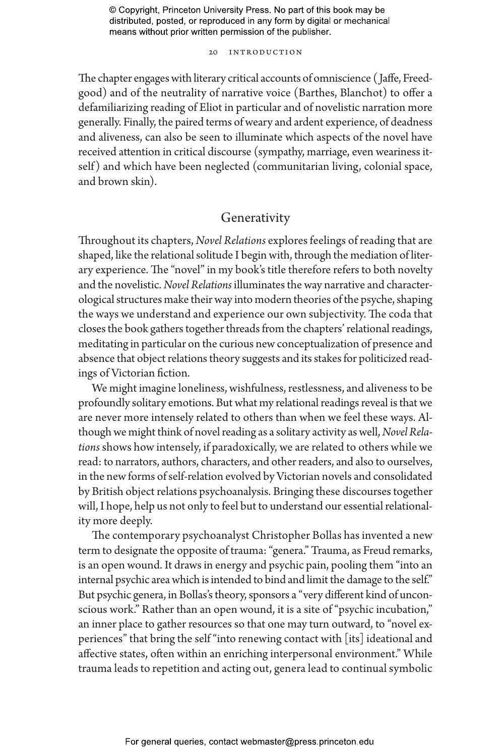The chapter engages with literary critical accounts of omniscience (Jaffe, Freedgood) and of the neutrality of narrative voice (Barthes, Blanchot) to offer a defamiliarizing reading of Eliot in particular and of novelistic narration more generally. Finally, the paired terms of weary and ardent experience, of deadness and aliveness, can also be seen to illuminate which aspects of the novel have received attention in critical discourse (sympathy, marriage, even weariness itself) and which have been neglected (communitarian living, colonial space, and brown skin).

## Generativity

Throughout its chapters, *Novel Relations* explores feelings of reading that are shaped, like the relational solitude I begin with, through the mediation of literary experience. The "novel" in my book's title therefore refers to both novelty and the novelistic. *Novel Relations* illuminates the way narrative and characterological structures make their way into modern theories of the psyche, shaping the ways we understand and experience our own subjectivity. The coda that closes the book gathers together threads from the chapters' relational readings, meditating in particular on the curious new conceptualization of presence and absence that object relations theory suggests and its stakes for politicized readings of Victorian fiction.

We might imagine loneliness, wishfulness, restlessness, and aliveness to be profoundly solitary emotions. But what my relational readings reveal is that we are never more intensely related to others than when we feel these ways. Although we might think of novel reading as a solitary activity as well, *Novel Relations* shows how intensely, if paradoxically, we are related to others while we read: to narrators, authors, characters, and other readers, and also to ourselves, in the new forms of self-relation evolved by Victorian novels and consolidated by British object relations psychoanalysis. Bringing these discourses together will, I hope, help us not only to feel but to understand our essential relationality more deeply.

The contemporary psychoanalyst Christopher Bollas has invented a new term to designate the opposite of trauma: "genera." Trauma, as Freud remarks, is an open wound. It draws in energy and psychic pain, pooling them "into an internal psychic area which is intended to bind and limit the damage to the self." But psychic genera, in Bollas's theory, sponsors a "very different kind of unconscious work." Rather than an open wound, it is a site of "psychic incubation," an inner place to gather resources so that one may turn outward, to "novel experiences" that bring the self "into renewing contact with [its] ideational and affective states, often within an enriching interpersonal environment." While trauma leads to repetition and acting out, genera lead to continual symbolic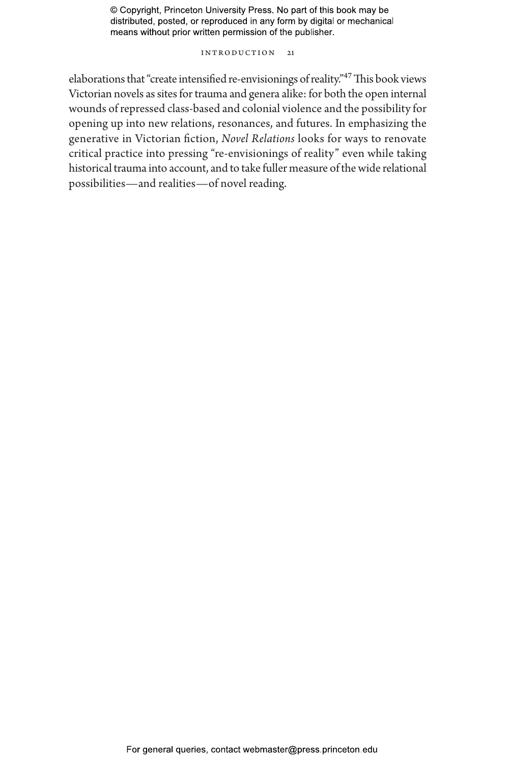elaborations that "create intensified re-envisionings of reality."[47] This book views Victorian novels as sites for trauma and genera alike: for both the open internal wounds of repressed class-based and colonial violence and the possibility for opening up into new relations, resonances, and futures. In emphasizing the generative in Victorian fiction, *Novel Relations* looks for ways to renovate critical practice into pressing "re-envisionings of reality" even while taking historical trauma into account, and to take fuller measure of the wide relational possibilities—and realities—of novel reading.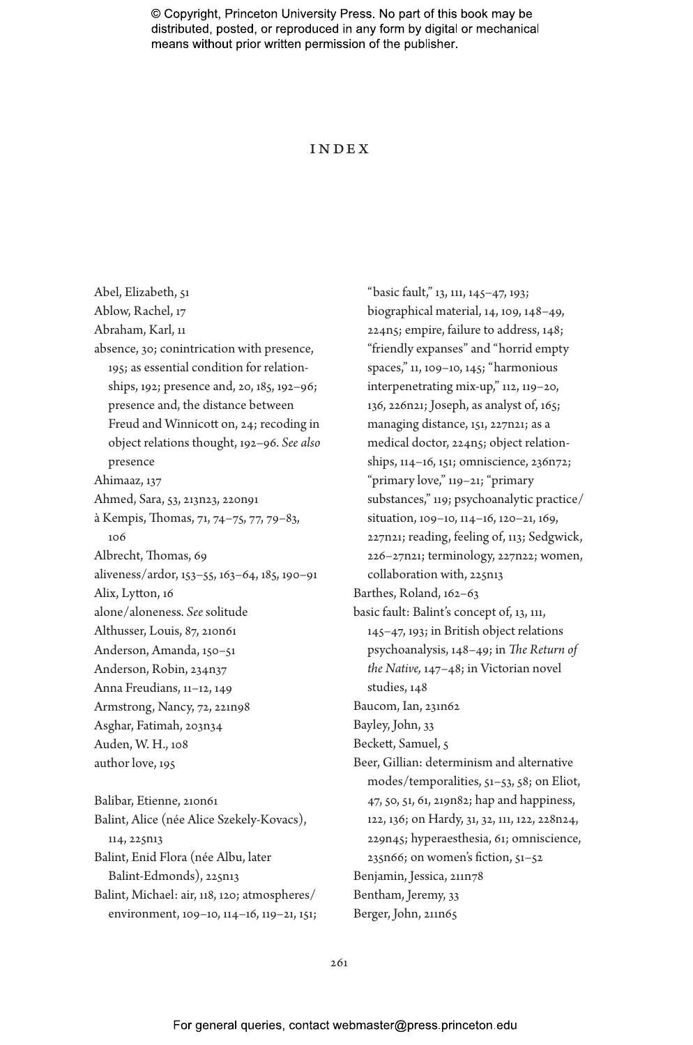# INDEX

Abel, Elizabeth, 51
Ablow, Rachel, 17
Abraham, Karl, 11
absence, 30; conintrication with presence, 195; as essential condition for relationships, 192; presence and, 20, 185, 192–96; presence and, the distance between Freud and Winnicott on, 24; recoding in object relations thought, 192–96. *See also* presence
Ahimaaz, 137
Ahmed, Sara, 53, 213n23, 220n91
à Kempis, Thomas, 71, 74–75, 77, 79–83, 106
Albrecht, Thomas, 69
aliveness/ardor, 153–55, 163–64, 185, 190–91
Alix, Lytton, 16
alone/aloneness. *See* solitude
Althusser, Louis, 87, 210n61
Anderson, Amanda, 150–51
Anderson, Robin, 234n37
Anna Freudians, 11–12, 149
Armstrong, Nancy, 72, 221n98
Asghar, Fatimah, 203n34
Auden, W. H., 108
author love, 195

Balibar, Etienne, 210n61
Balint, Alice (née Alice Szekely-Kovacs), 114, 225n13
Balint, Enid Flora (née Albu, later Balint-Edmonds), 225n13
Balint, Michael: air, 118, 120; atmospheres/environment, 109–10, 114–16, 119–21, 151; "basic fault," 13, 111, 145–47, 193; biographical material, 14, 109, 148–49, 224n5; empire, failure to address, 148; "friendly expanses" and "horrid empty spaces," 11, 109–10, 145; "harmonious interpenetrating mix-up," 112, 119–20, 136, 226n21; Joseph, as analyst of, 165; managing distance, 151, 227n21; as a medical doctor, 224n5; object relationships, 114–16, 151; omniscience, 236n72; "primary love," 119–21; "primary substances," 119; psychoanalytic practice/situation, 109–10, 114–16, 120–21, 169, 227n21; reading, feeling of, 113; Sedgwick, 226–27n21; terminology, 227n22; women, collaboration with, 225n13
Barthes, Roland, 162–63
basic fault: Balint's concept of, 13, 111, 145–47, 193; in British object relations psychoanalysis, 148–49; in *The Return of the Native,* 147–48; in Victorian novel studies, 148
Baucom, Ian, 231n62
Bayley, John, 33
Beckett, Samuel, 5
Beer, Gillian: determinism and alternative modes/temporalities, 51–53, 58; on Eliot, 47, 50, 51, 61, 219n82; hap and happiness, 122, 136; on Hardy, 31, 32, 111, 122, 228n24, 229n45; hyperaesthesia, 61; omniscience, 235n66; on women's fiction, 51–52
Benjamin, Jessica, 211n78
Bentham, Jeremy, 33
Berger, John, 211n65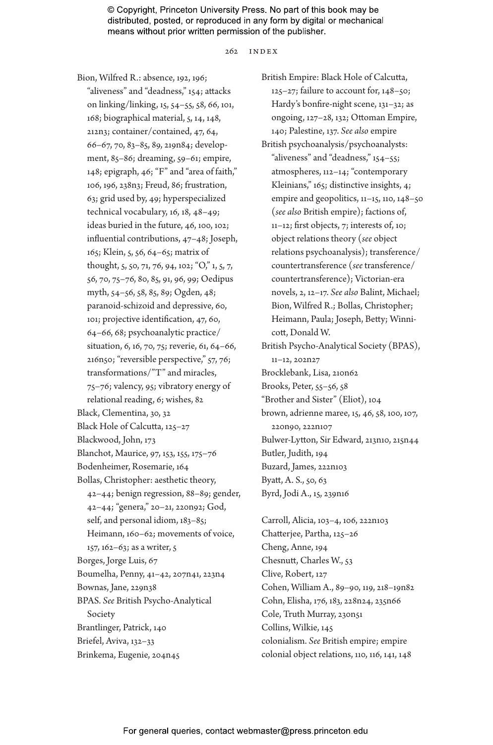Bion, Wilfred R.: absence, 192, 196; "aliveness" and "deadness," 154; attacks on linking/linking, 15, 54–55, 58, 66, 101, 168; biographical material, 5, 14, 148, 212n3; container/contained, 47, 64, 66–67, 70, 83–85, 89, 219n84; development, 85–86; dreaming, 59–61; empire, 148; epigraph, 46; "F" and "area of faith," 106, 196, 238n3; Freud, 86; frustration, 63; grid used by, 49; hyperspecialized technical vocabulary, 16, 18, 48–49; ideas buried in the future, 46, 100, 102; influential contributions, 47–48; Joseph, 165; Klein, 5, 56, 64–65; matrix of thought, 5, 50, 71, 76, 94, 102; "O," 1, 5, 7, 56, 70, 75–76, 80, 85, 91, 96, 99; Oedipus myth, 54–56, 58, 85, 89; Ogden, 48; paranoid-schizoid and depressive, 60, 101; projective identification, 47, 60, 64–66, 68; psychoanalytic practice/situation, 6, 16, 70, 75; reverie, 61, 64–66, 216n50; "reversible perspective," 57, 76; transformations/"T" and miracles, 75–76; valency, 95; vibratory energy of relational reading, 6; wishes, 82

Black, Clementina, 30, 32

Black Hole of Calcutta, 125–27

Blackwood, John, 173

Blanchot, Maurice, 97, 153, 155, 175–76

Bodenheimer, Rosemarie, 164

Bollas, Christopher: aesthetic theory, 42–44; benign regression, 88–89; gender, 42–44; "genera," 20–21, 220n92; God, self, and personal idiom, 183–85; Heimann, 160–62; movements of voice, 157, 162–63; as a writer, 5

Borges, Jorge Luis, 67

Boumelha, Penny, 41–42, 207n41, 223n4

Bownas, Jane, 229n38

BPAS. *See* British Psycho-Analytical Society

Brantlinger, Patrick, 140

Briefel, Aviva, 132–33

Brinkema, Eugenie, 204n45

British Empire: Black Hole of Calcutta, 125–27; failure to account for, 148–50; Hardy's bonfire-night scene, 131–32; as ongoing, 127–28, 132; Ottoman Empire, 140; Palestine, 137. *See also* empire

British psychoanalysis/psychoanalysts: "aliveness" and "deadness," 154–55; atmospheres, 112–14; "contemporary Kleinians," 165; distinctive insights, 4; empire and geopolitics, 11–15, 110, 148–50 (*see also* British empire); factions of, 11–12; first objects, 7; interests of, 10; object relations theory (*see* object relations psychoanalysis); transference/countertransference (*see* transference/countertransference); Victorian-era novels, 2, 12–17. *See also* Balint, Michael; Bion, Wilfred R.; Bollas, Christopher; Heimann, Paula; Joseph, Betty; Winnicott, Donald W.

British Psycho-Analytical Society (BPAS), 11–12, 202n27

Brocklebank, Lisa, 210n62

Brooks, Peter, 55–56, 58

"Brother and Sister" (Eliot), 104

brown, adrienne maree, 15, 46, 58, 100, 107, 220n90, 222n107

Bulwer-Lytton, Sir Edward, 213n10, 215n44

Butler, Judith, 194

Buzard, James, 222n103

Byatt, A. S., 50, 63

Byrd, Jodi A., 15, 239n16

Carroll, Alicia, 103–4, 106, 222n103

Chatterjee, Partha, 125–26

Cheng, Anne, 194

Chesnutt, Charles W., 53

Clive, Robert, 127

Cohen, William A., 89–90, 119, 218–19n82

Cohn, Elisha, 176, 183, 228n24, 235n66

Cole, Truth Murray, 230n51

Collins, Wilkie, 145

colonialism. *See* British empire; empire

colonial object relations, 110, 116, 141, 148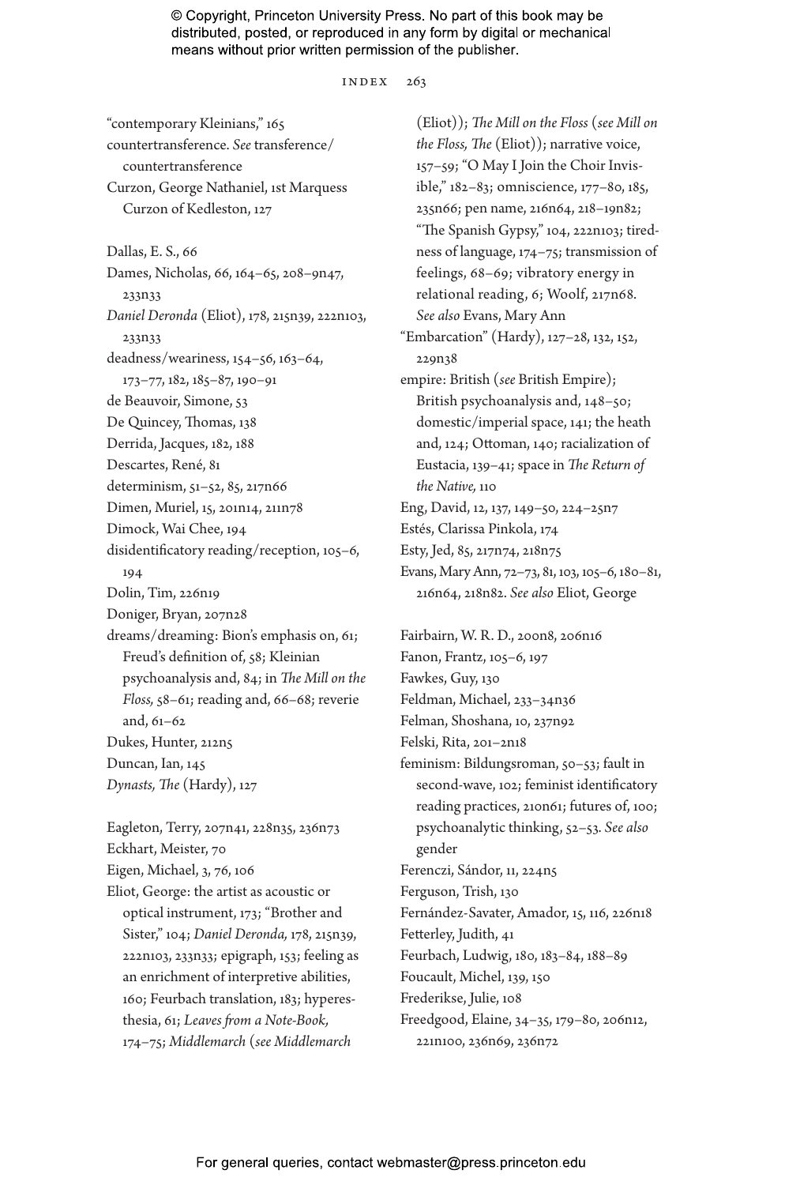“contemporary Kleinians,” 165
countertransference. *See* transference/countertransference
Curzon, George Nathaniel, 1st Marquess Curzon of Kedleston, 127

Dallas, E. S., 66
Dames, Nicholas, 66, 164–65, 208–9n47, 233n33
*Daniel Deronda* (Eliot), 178, 215n39, 222n103, 233n33
deadness/weariness, 154–56, 163–64, 173–77, 182, 185–87, 190–91
de Beauvoir, Simone, 53
De Quincey, Thomas, 138
Derrida, Jacques, 182, 188
Descartes, René, 81
determinism, 51–52, 85, 217n66
Dimen, Muriel, 15, 201n14, 211n78
Dimock, Wai Chee, 194
disidentificatory reading/reception, 105–6, 194
Dolin, Tim, 226n19
Doniger, Bryan, 207n28
dreams/dreaming: Bion’s emphasis on, 61; Freud’s definition of, 58; Kleinian psychoanalysis and, 84; in *The Mill on the Floss,* 58–61; reading and, 66–68; reverie and, 61–62
Dukes, Hunter, 212n5
Duncan, Ian, 145
*Dynasts, The* (Hardy), 127

Eagleton, Terry, 207n41, 228n35, 236n73
Eckhart, Meister, 70
Eigen, Michael, 3, 76, 106
Eliot, George: the artist as acoustic or optical instrument, 173; “Brother and Sister,” 104; *Daniel Deronda,* 178, 215n39, 222n103, 233n33; epigraph, 153; feeling as an enrichment of interpretive abilities, 160; Feurbach translation, 183; hyperesthesia, 61; *Leaves from a Note-Book,* 174–75; *Middlemarch* (*see Middlemarch* (Eliot)); *The Mill on the Floss* (*see Mill on the Floss, The* (Eliot)); narrative voice, 157–59; “O May I Join the Choir Invisible,” 182–83; omniscience, 177–80, 185, 235n66; pen name, 216n64, 218–19n82; “The Spanish Gypsy,” 104, 222n103; tiredness of language, 174–75; transmission of feelings, 68–69; vibratory energy in relational reading, 6; Woolf, 217n68. *See also* Evans, Mary Ann
“Embarcation” (Hardy), 127–28, 132, 152, 229n38
empire: British (*see* British Empire); British psychoanalysis and, 148–50; domestic/imperial space, 141; the heath and, 124; Ottoman, 140; racialization of Eustacia, 139–41; space in *The Return of the Native,* 110
Eng, David, 12, 137, 149–50, 224–25n7
Estés, Clarissa Pinkola, 174
Esty, Jed, 85, 217n74, 218n75
Evans, Mary Ann, 72–73, 81, 103, 105–6, 180–81, 216n64, 218n82. *See also* Eliot, George

Fairbairn, W. R. D., 200n8, 206n16
Fanon, Frantz, 105–6, 197
Fawkes, Guy, 130
Feldman, Michael, 233–34n36
Felman, Shoshana, 10, 237n92
Felski, Rita, 201–2n18
feminism: Bildungsroman, 50–53; fault in second-wave, 102; feminist identificatory reading practices, 210n61; futures of, 100; psychoanalytic thinking, 52–53. *See also* gender
Ferenczi, Sándor, 11, 224n5
Ferguson, Trish, 130
Fernández-Savater, Amador, 15, 116, 226n18
Fetterley, Judith, 41
Feurbach, Ludwig, 180, 183–84, 188–89
Foucault, Michel, 139, 150
Frederikse, Julie, 108
Freedgood, Elaine, 34–35, 179–80, 206n12, 221n100, 236n69, 236n72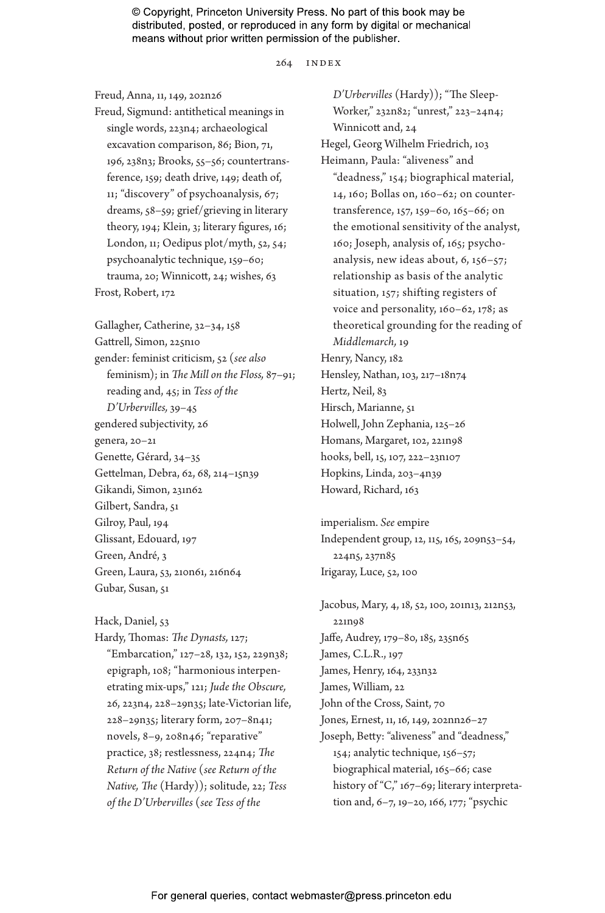Freud, Anna, 11, 149, 202n26

Freud, Sigmund: antithetical meanings in single words, 223n4; archaeological excavation comparison, 86; Bion, 71, 196, 238n3; Brooks, 55–56; countertransference, 159; death drive, 149; death of, 11; "discovery" of psychoanalysis, 67; dreams, 58–59; grief/grieving in literary theory, 194; Klein, 3; literary figures, 16; London, 11; Oedipus plot/myth, 52, 54; psychoanalytic technique, 159–60; trauma, 20; Winnicott, 24; wishes, 63

Frost, Robert, 172

Gallagher, Catherine, 32–34, 158

Gattrell, Simon, 225n10

gender: feminist criticism, 52 (*see also* feminism); in *The Mill on the Floss,* 87–91; reading and, 45; in *Tess of the D'Urbervilles,* 39–45

gendered subjectivity, 26

genera, 20–21

Genette, Gérard, 34–35

Gettelman, Debra, 62, 68, 214–15n39

Gikandi, Simon, 231n62

Gilbert, Sandra, 51

Gilroy, Paul, 194

Glissant, Edouard, 197

Green, André, 3

Green, Laura, 53, 210n61, 216n64

Gubar, Susan, 51

Hack, Daniel, 53

Hardy, Thomas: *The Dynasts,* 127; "Embarcation," 127–28, 132, 152, 229n38; epigraph, 108; "harmonious interpenetrating mix-ups," 121; *Jude the Obscure,* 26, 223n4, 228–29n35; late-Victorian life, 228–29n35; literary form, 207–8n41; novels, 8–9, 208n46; "reparative" practice, 38; restlessness, 224n4; *The Return of the Native* (*see Return of the Native, The* (Hardy)); solitude, 22; *Tess of the D'Urbervilles* (*see Tess of the D'Urbervilles* (Hardy)); "The Sleep-Worker," 232n82; "unrest," 223–24n4; Winnicott and, 24

Hegel, Georg Wilhelm Friedrich, 103

Heimann, Paula: "aliveness" and "deadness," 154; biographical material, 14, 160; Bollas on, 160–62; on countertransference, 157, 159–60, 165–66; on the emotional sensitivity of the analyst, 160; Joseph, analysis of, 165; psychoanalysis, new ideas about, 6, 156–57; relationship as basis of the analytic situation, 157; shifting registers of voice and personality, 160–62, 178; as theoretical grounding for the reading of *Middlemarch,* 19

Henry, Nancy, 182

Hensley, Nathan, 103, 217–18n74

Hertz, Neil, 83

Hirsch, Marianne, 51

Holwell, John Zephania, 125–26

Homans, Margaret, 102, 221n98

hooks, bell, 15, 107, 222–23n107

Hopkins, Linda, 203–4n39

Howard, Richard, 163

imperialism. *See* empire

Independent group, 12, 115, 165, 209n53–54, 224n5, 237n85

Irigaray, Luce, 52, 100

Jacobus, Mary, 4, 18, 52, 100, 201n13, 212n53, 221n98

Jaffe, Audrey, 179–80, 185, 235n65

James, C.L.R., 197

James, Henry, 164, 233n32

James, William, 22

John of the Cross, Saint, 70

Jones, Ernest, 11, 16, 149, 202nn26–27

Joseph, Betty: "aliveness" and "deadness," 154; analytic technique, 156–57; biographical material, 165–66; case history of "C," 167–69; literary interpretation and, 6–7, 19–20, 166, 177; "psychic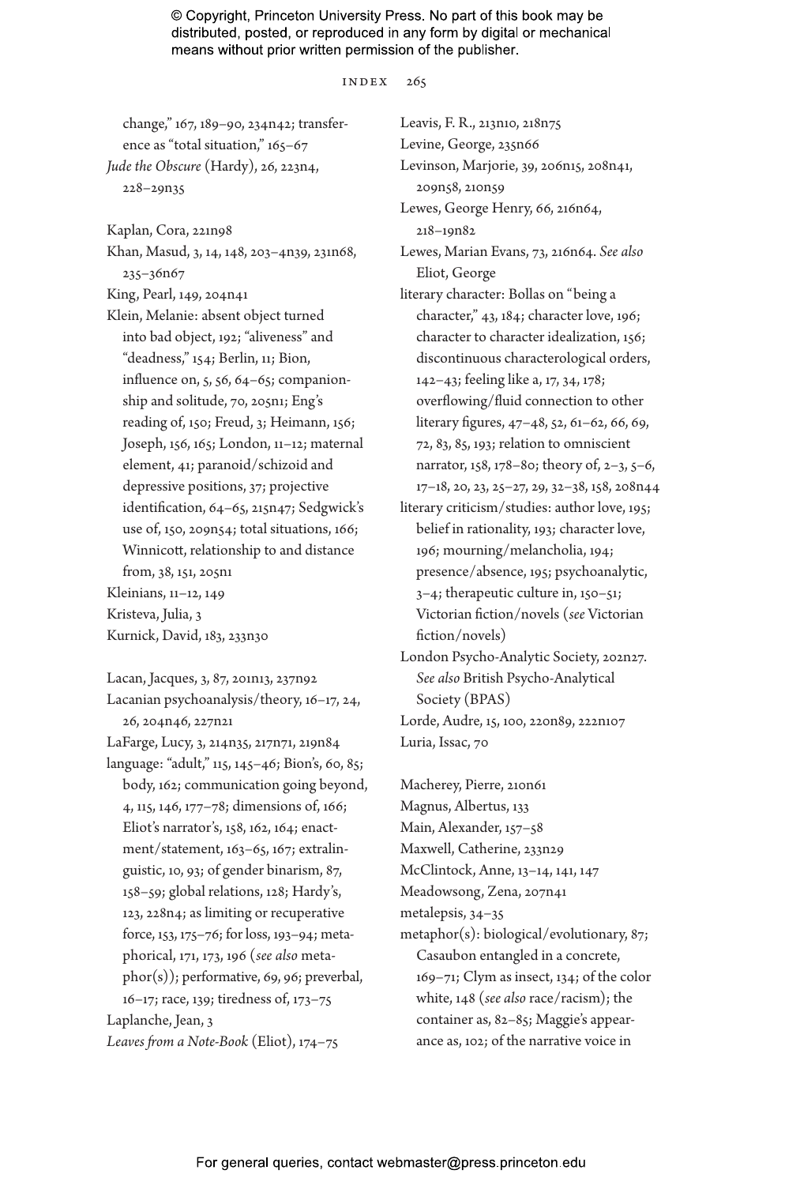change," 167, 189–90, 234n42; transference as "total situation," 165–67

*Jude the Obscure* (Hardy), 26, 223n4, 228–29n35

Kaplan, Cora, 221n98

Khan, Masud, 3, 14, 148, 203–4n39, 231n68, 235–36n67

King, Pearl, 149, 204n41

Klein, Melanie: absent object turned into bad object, 192; "aliveness" and "deadness," 154; Berlin, 11; Bion, influence on, 5, 56, 64–65; companionship and solitude, 70, 205n1; Eng's reading of, 150; Freud, 3; Heimann, 156; Joseph, 156, 165; London, 11–12; maternal element, 41; paranoid/schizoid and depressive positions, 37; projective identification, 64–65, 215n47; Sedgwick's use of, 150, 209n54; total situations, 166; Winnicott, relationship to and distance from, 38, 151, 205n1

Kleinians, 11–12, 149

Kristeva, Julia, 3

Kurnick, David, 183, 233n30

Lacan, Jacques, 3, 87, 201n13, 237n92

Lacanian psychoanalysis/theory, 16–17, 24, 26, 204n46, 227n21

LaFarge, Lucy, 3, 214n35, 217n71, 219n84

language: "adult," 115, 145–46; Bion's, 60, 85; body, 162; communication going beyond, 4, 115, 146, 177–78; dimensions of, 166; Eliot's narrator's, 158, 162, 164; enactment/statement, 163–65, 167; extralinguistic, 10, 93; of gender binarism, 87, 158–59; global relations, 128; Hardy's, 123, 228n4; as limiting or recuperative force, 153, 175–76; for loss, 193–94; metaphorical, 171, 173, 196 (*see also* metaphor(s)); performative, 69, 96; preverbal, 16–17; race, 139; tiredness of, 173–75

Laplanche, Jean, 3

*Leaves from a Note-Book* (Eliot), 174–75

Leavis, F. R., 213n10, 218n75

Levine, George, 235n66

Levinson, Marjorie, 39, 206n15, 208n41, 209n58, 210n59

Lewes, George Henry, 66, 216n64, 218–19n82

Lewes, Marian Evans, 73, 216n64. *See also* Eliot, George

literary character: Bollas on "being a character," 43, 184; character love, 196; character to character idealization, 156; discontinuous characterological orders, 142–43; feeling like a, 17, 34, 178; overflowing/fluid connection to other literary figures, 47–48, 52, 61–62, 66, 69, 72, 83, 85, 193; relation to omniscient narrator, 158, 178–80; theory of, 2–3, 5–6, 17–18, 20, 23, 25–27, 29, 32–38, 158, 208n44

literary criticism/studies: author love, 195; belief in rationality, 193; character love, 196; mourning/melancholia, 194; presence/absence, 195; psychoanalytic, 3–4; therapeutic culture in, 150–51; Victorian fiction/novels (*see* Victorian fiction/novels)

London Psycho-Analytic Society, 202n27. *See also* British Psycho-Analytical Society (BPAS)

Lorde, Audre, 15, 100, 220n89, 222n107

Luria, Issac, 70

Macherey, Pierre, 210n61

Magnus, Albertus, 133

Main, Alexander, 157–58

Maxwell, Catherine, 233n29

McClintock, Anne, 13–14, 141, 147

Meadowsong, Zena, 207n41

metalepsis, 34–35

metaphor(s): biological/evolutionary, 87; Casaubon entangled in a concrete, 169–71; Clym as insect, 134; of the color white, 148 (*see also* race/racism); the container as, 82–85; Maggie's appearance as, 102; of the narrative voice in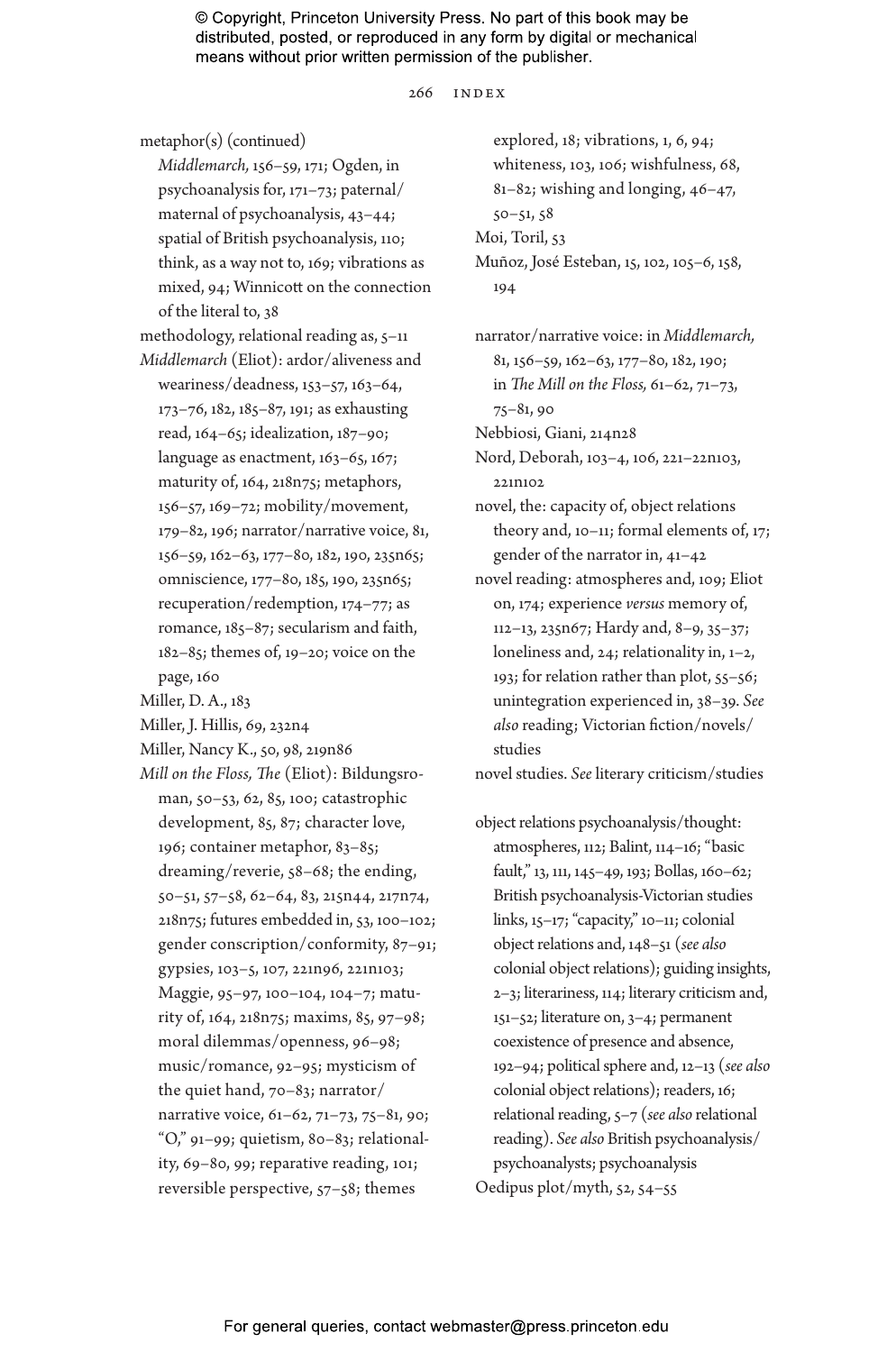metaphor(s) (continued)
*Middlemarch,* 156–59, 171; Ogden, in psychoanalysis for, 171–73; paternal/maternal of psychoanalysis, 43–44; spatial of British psychoanalysis, 110; think, as a way not to, 169; vibrations as mixed, 94; Winnicott on the connection of the literal to, 38

methodology, relational reading as, 5–11

*Middlemarch* (Eliot): ardor/aliveness and weariness/deadness, 153–57, 163–64, 173–76, 182, 185–87, 191; as exhausting read, 164–65; idealization, 187–90; language as enactment, 163–65, 167; maturity of, 164, 218n75; metaphors, 156–57, 169–72; mobility/movement, 179–82, 196; narrator/narrative voice, 81, 156–59, 162–63, 177–80, 182, 190, 235n65; omniscience, 177–80, 185, 190, 235n65; recuperation/redemption, 174–77; as romance, 185–87; secularism and faith, 182–85; themes of, 19–20; voice on the page, 160

Miller, D. A., 183

Miller, J. Hillis, 69, 232n4

Miller, Nancy K., 50, 98, 219n86

*Mill on the Floss, The* (Eliot): Bildungsroman, 50–53, 62, 85, 100; catastrophic development, 85, 87; character love, 196; container metaphor, 83–85; dreaming/reverie, 58–68; the ending, 50–51, 57–58, 62–64, 83, 215n44, 217n74, 218n75; futures embedded in, 53, 100–102; gender conscription/conformity, 87–91; gypsies, 103–5, 107, 221n96, 221n103; Maggie, 95–97, 100–104, 104–7; maturity of, 164, 218n75; maxims, 85, 97–98; moral dilemmas/openness, 96–98; music/romance, 92–95; mysticism of the quiet hand, 70–83; narrator/narrative voice, 61–62, 71–73, 75–81, 90; "O," 91–99; quietism, 80–83; relationality, 69–80, 99; reparative reading, 101; reversible perspective, 57–58; themes explored, 18; vibrations, 1, 6, 94; whiteness, 103, 106; wishfulness, 68, 81–82; wishing and longing, 46–47, 50–51, 58

Moi, Toril, 53

Muñoz, José Esteban, 15, 102, 105–6, 158, 194

narrator/narrative voice: in *Middlemarch,* 81, 156–59, 162–63, 177–80, 182, 190; in *The Mill on the Floss,* 61–62, 71–73, 75–81, 90

Nebbiosi, Giani, 214n28

Nord, Deborah, 103–4, 106, 221–22n103, 221n102

novel, the: capacity of, object relations theory and, 10–11; formal elements of, 17; gender of the narrator in, 41–42

novel reading: atmospheres and, 109; Eliot on, 174; experience *versus* memory of, 112–13, 235n67; Hardy and, 8–9, 35–37; loneliness and, 24; relationality in, 1–2, 193; for relation rather than plot, 55–56; unintegration experienced in, 38–39. *See also* reading; Victorian fiction/novels/studies

novel studies. *See* literary criticism/studies

object relations psychoanalysis/thought: atmospheres, 112; Balint, 114–16; "basic fault," 13, 111, 145–49, 193; Bollas, 160–62; British psychoanalysis-Victorian studies links, 15–17; "capacity," 10–11; colonial object relations and, 148–51 (*see also* colonial object relations); guiding insights, 2–3; literariness, 114; literary criticism and, 151–52; literature on, 3–4; permanent coexistence of presence and absence, 192–94; political sphere and, 12–13 (*see also* colonial object relations); readers, 16; relational reading, 5–7 (*see also* relational reading). *See also* British psychoanalysis/psychoanalysts; psychoanalysis

Oedipus plot/myth, 52, 54–55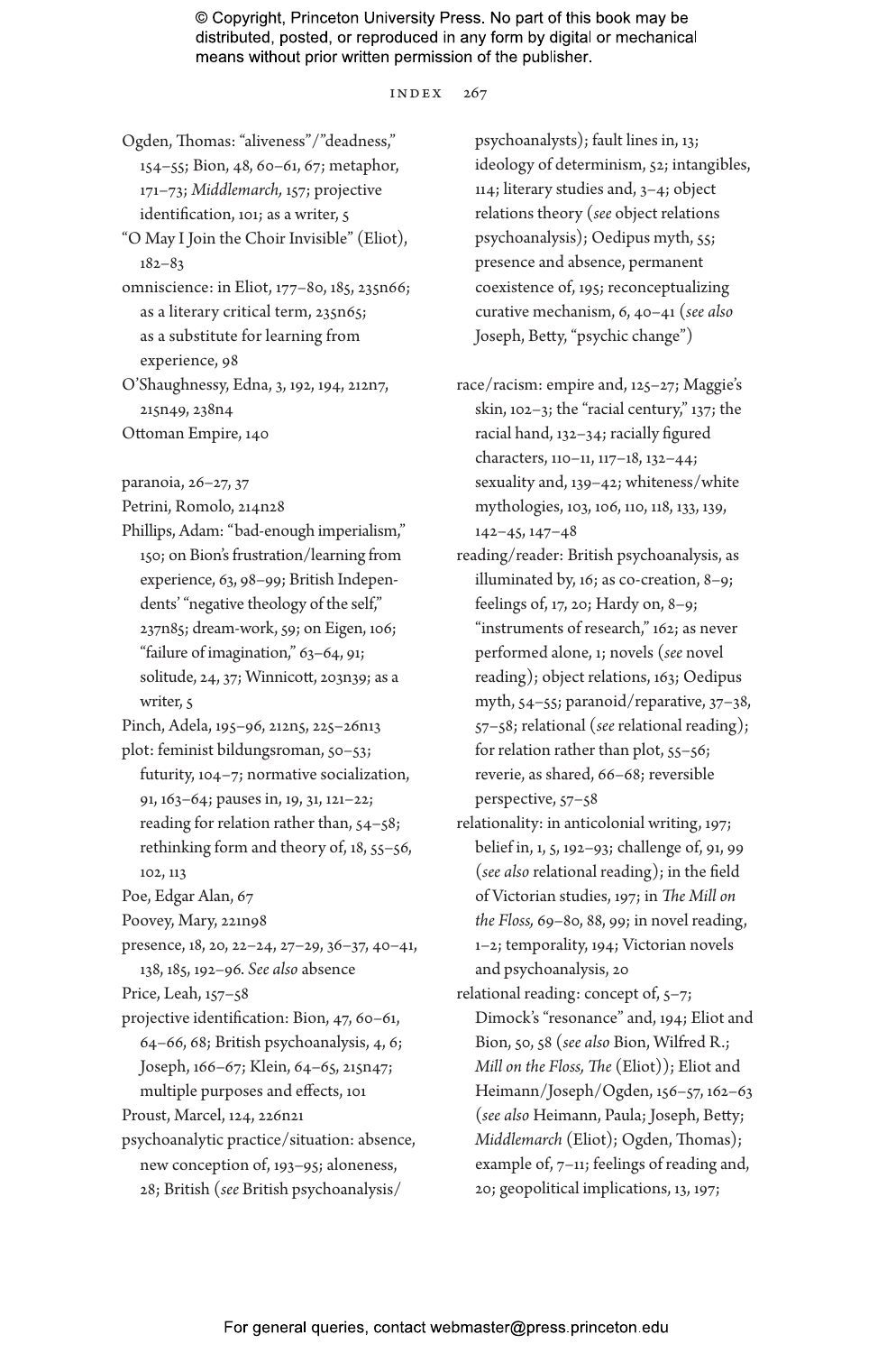Ogden, Thomas: "aliveness"/"deadness," 154–55; Bion, 48, 60–61, 67; metaphor, 171–73; *Middlemarch,* 157; projective identification, 101; as a writer, 5

"O May I Join the Choir Invisible" (Eliot), 182–83

omniscience: in Eliot, 177–80, 185, 235n66; as a literary critical term, 235n65; as a substitute for learning from experience, 98

O'Shaughnessy, Edna, 3, 192, 194, 212n7, 215n49, 238n4

Ottoman Empire, 140

paranoia, 26–27, 37

Petrini, Romolo, 214n28

Phillips, Adam: "bad-enough imperialism," 150; on Bion's frustration/learning from experience, 63, 98–99; British Independents' "negative theology of the self," 237n85; dream-work, 59; on Eigen, 106; "failure of imagination," 63–64, 91; solitude, 24, 37; Winnicott, 203n39; as a writer, 5

Pinch, Adela, 195–96, 212n5, 225–26n13

plot: feminist bildungsroman, 50–53; futurity, 104–7; normative socialization, 91, 163–64; pauses in, 19, 31, 121–22; reading for relation rather than, 54–58; rethinking form and theory of, 18, 55–56, 102, 113

Poe, Edgar Alan, 67

Poovey, Mary, 221n98

presence, 18, 20, 22–24, 27–29, 36–37, 40–41, 138, 185, 192–96. *See also* absence

Price, Leah, 157–58

projective identification: Bion, 47, 60–61, 64–66, 68; British psychoanalysis, 4, 6; Joseph, 166–67; Klein, 64–65, 215n47; multiple purposes and effects, 101

Proust, Marcel, 124, 226n21

psychoanalytic practice/situation: absence, new conception of, 193–95; aloneness, 28; British (*see* British psychoanalysis/psychoanalysts); fault lines in, 13; ideology of determinism, 52; intangibles, 114; literary studies and, 3–4; object relations theory (*see* object relations psychoanalysis); Oedipus myth, 55; presence and absence, permanent coexistence of, 195; reconceptualizing curative mechanism, 6, 40–41 (*see also* Joseph, Betty, "psychic change")

race/racism: empire and, 125–27; Maggie's skin, 102–3; the "racial century," 137; the racial hand, 132–34; racially figured characters, 110–11, 117–18, 132–44; sexuality and, 139–42; whiteness/white mythologies, 103, 106, 110, 118, 133, 139, 142–45, 147–48

reading/reader: British psychoanalysis, as illuminated by, 16; as co-creation, 8–9; feelings of, 17, 20; Hardy on, 8–9; "instruments of research," 162; as never performed alone, 1; novels (*see* novel reading); object relations, 163; Oedipus myth, 54–55; paranoid/reparative, 37–38, 57–58; relational (*see* relational reading); for relation rather than plot, 55–56; reverie, as shared, 66–68; reversible perspective, 57–58

relationality: in anticolonial writing, 197; belief in, 1, 5, 192–93; challenge of, 91, 99 (*see also* relational reading); in the field of Victorian studies, 197; in *The Mill on the Floss,* 69–80, 88, 99; in novel reading, 1–2; temporality, 194; Victorian novels and psychoanalysis, 20

relational reading: concept of, 5–7; Dimock's "resonance" and, 194; Eliot and Bion, 50, 58 (*see also* Bion, Wilfred R.; *Mill on the Floss, The* (Eliot)); Eliot and Heimann/Joseph/Ogden, 156–57, 162–63 (*see also* Heimann, Paula; Joseph, Betty; *Middlemarch* (Eliot); Ogden, Thomas); example of, 7–11; feelings of reading and, 20; geopolitical implications, 13, 197;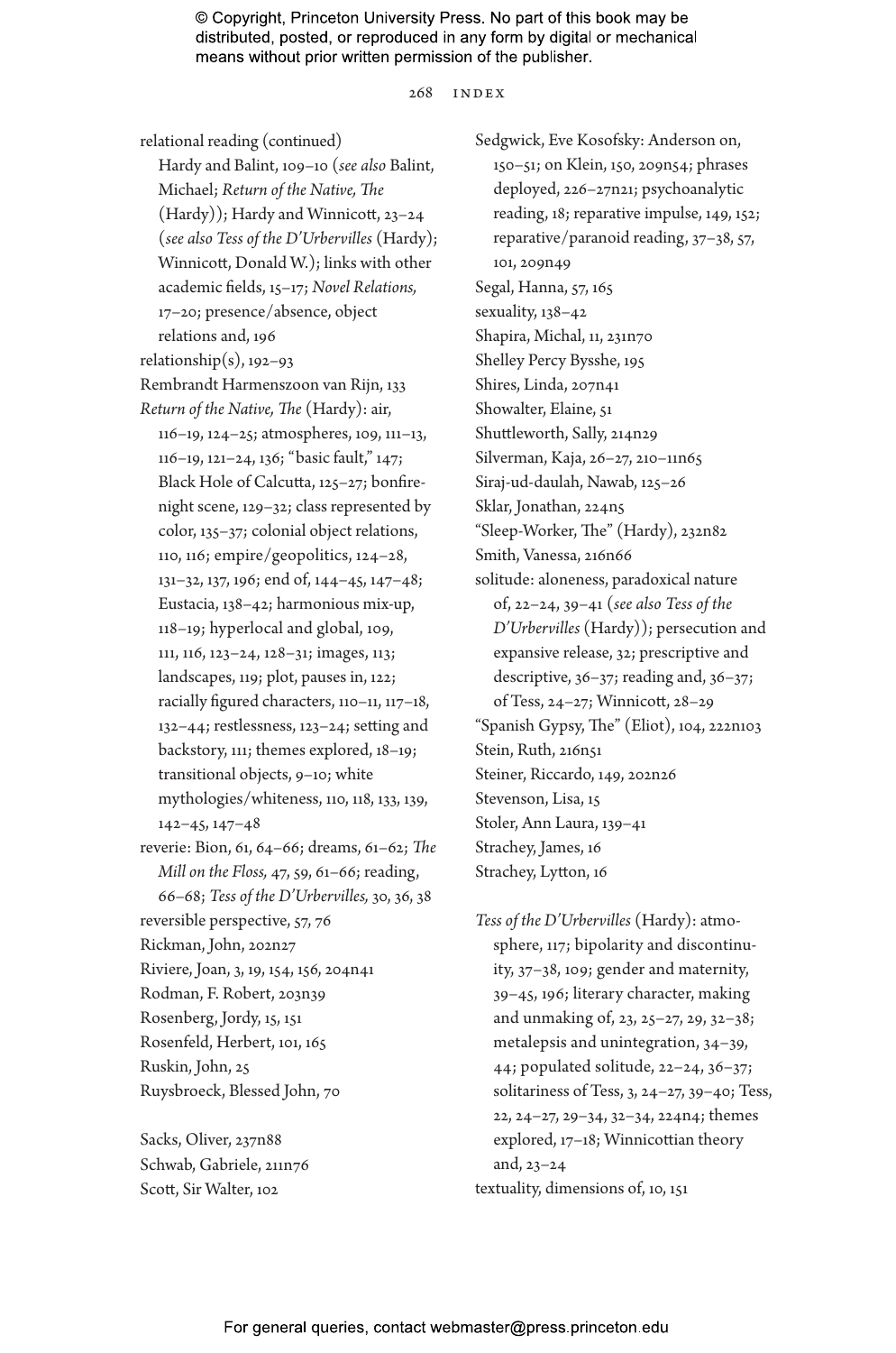relational reading (continued)
Hardy and Balint, 109–10 (*see also* Balint, Michael; *Return of the Native, The* (Hardy)); Hardy and Winnicott, 23–24 (*see also Tess of the D'Urbervilles* (Hardy); Winnicott, Donald W.); links with other academic fields, 15–17; *Novel Relations,* 17–20; presence/absence, object relations and, 196
relationship(s), 192–93
Rembrandt Harmenszoon van Rijn, 133
*Return of the Native, The* (Hardy): air, 116–19, 124–25; atmospheres, 109, 111–13, 116–19, 121–24, 136; "basic fault," 147; Black Hole of Calcutta, 125–27; bonfire-night scene, 129–32; class represented by color, 135–37; colonial object relations, 110, 116; empire/geopolitics, 124–28, 131–32, 137, 196; end of, 144–45, 147–48; Eustacia, 138–42; harmonious mix-up, 118–19; hyperlocal and global, 109, 111, 116, 123–24, 128–31; images, 113; landscapes, 119; plot, pauses in, 122; racially figured characters, 110–11, 117–18, 132–44; restlessness, 123–24; setting and backstory, 111; themes explored, 18–19; transitional objects, 9–10; white mythologies/whiteness, 110, 118, 133, 139, 142–45, 147–48
reverie: Bion, 61, 64–66; dreams, 61–62; *The Mill on the Floss,* 47, 59, 61–66; reading, 66–68; *Tess of the D'Urbervilles,* 30, 36, 38
reversible perspective, 57, 76
Rickman, John, 202n27
Riviere, Joan, 3, 19, 154, 156, 204n41
Rodman, F. Robert, 203n39
Rosenberg, Jordy, 15, 151
Rosenfeld, Herbert, 101, 165
Ruskin, John, 25
Ruysbroeck, Blessed John, 70

Sacks, Oliver, 237n88
Schwab, Gabriele, 211n76
Scott, Sir Walter, 102
Sedgwick, Eve Kosofsky: Anderson on, 150–51; on Klein, 150, 209n54; phrases deployed, 226–27n21; psychoanalytic reading, 18; reparative impulse, 149, 152; reparative/paranoid reading, 37–38, 57, 101, 209n49
Segal, Hanna, 57, 165
sexuality, 138–42
Shapira, Michal, 11, 231n70
Shelley Percy Bysshe, 195
Shires, Linda, 207n41
Showalter, Elaine, 51
Shuttleworth, Sally, 214n29
Silverman, Kaja, 26–27, 210–11n65
Siraj-ud-daulah, Nawab, 125–26
Sklar, Jonathan, 224n5
"Sleep-Worker, The" (Hardy), 232n82
Smith, Vanessa, 216n66
solitude: aloneness, paradoxical nature of, 22–24, 39–41 (*see also Tess of the D'Urbervilles* (Hardy)); persecution and expansive release, 32; prescriptive and descriptive, 36–37; reading and, 36–37; of Tess, 24–27; Winnicott, 28–29
"Spanish Gypsy, The" (Eliot), 104, 222n103
Stein, Ruth, 216n51
Steiner, Riccardo, 149, 202n26
Stevenson, Lisa, 15
Stoler, Ann Laura, 139–41
Strachey, James, 16
Strachey, Lytton, 16

*Tess of the D'Urbervilles* (Hardy): atmosphere, 117; bipolarity and discontinuity, 37–38, 109; gender and maternity, 39–45, 196; literary character, making and unmaking of, 23, 25–27, 29, 32–38; metalepsis and unintegration, 34–39, 44; populated solitude, 22–24, 36–37; solitariness of Tess, 3, 24–27, 39–40; Tess, 22, 24–27, 29–34, 32–34, 224n4; themes explored, 17–18; Winnicottian theory and, 23–24
textuality, dimensions of, 10, 151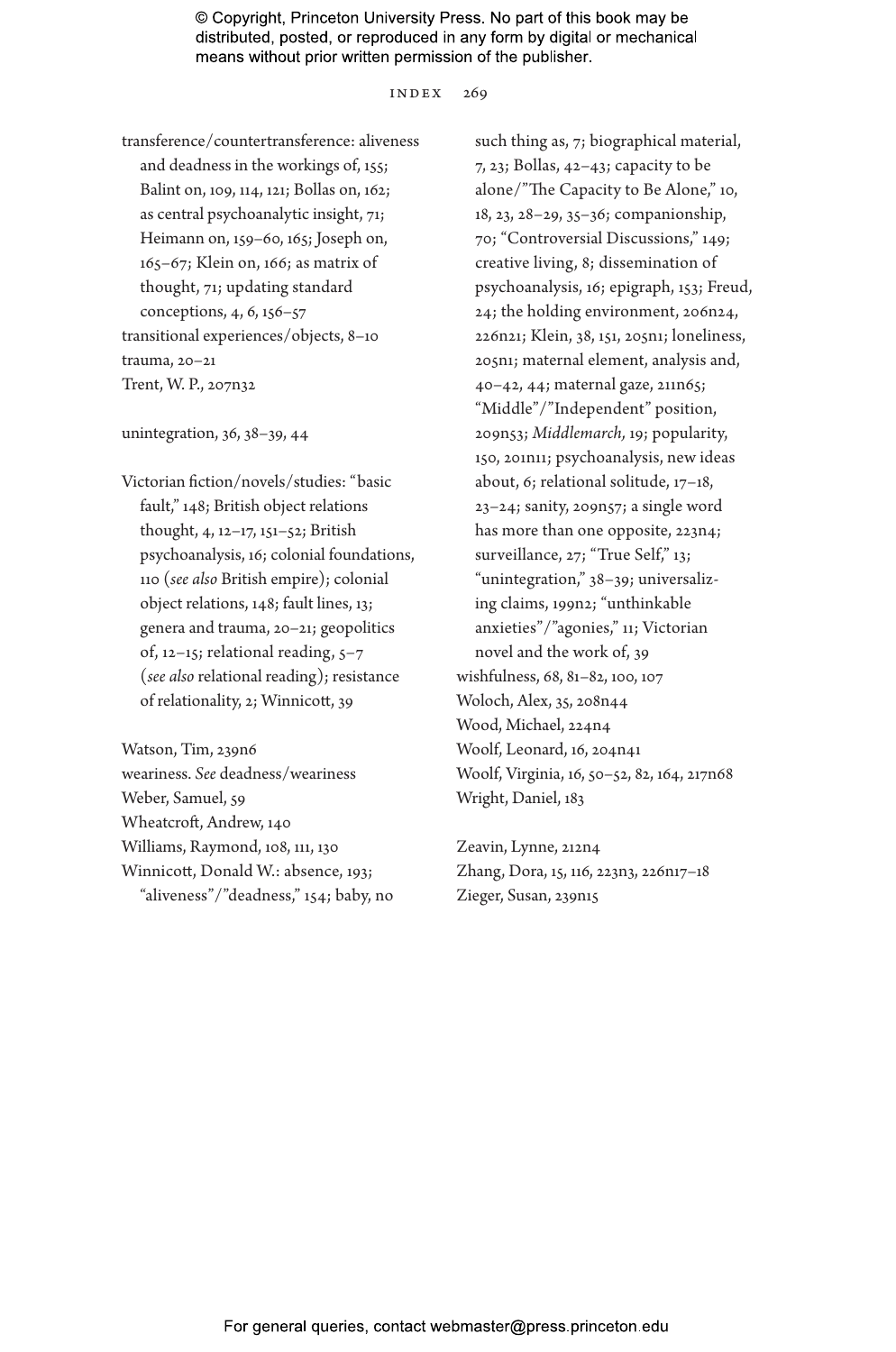transference/countertransference: aliveness and deadness in the workings of, 155; Balint on, 109, 114, 121; Bollas on, 162; as central psychoanalytic insight, 71; Heimann on, 159–60, 165; Joseph on, 165–67; Klein on, 166; as matrix of thought, 71; updating standard conceptions, 4, 6, 156–57
transitional experiences/objects, 8–10
trauma, 20–21
Trent, W. P., 207n32

unintegration, 36, 38–39, 44

Victorian fiction/novels/studies: "basic fault," 148; British object relations thought, 4, 12–17, 151–52; British psychoanalysis, 16; colonial foundations, 110 (*see also* British empire); colonial object relations, 148; fault lines, 13; genera and trauma, 20–21; geopolitics of, 12–15; relational reading, 5–7 (*see also* relational reading); resistance of relationality, 2; Winnicott, 39

Watson, Tim, 239n6
weariness. *See* deadness/weariness
Weber, Samuel, 59
Wheatcroft, Andrew, 140
Williams, Raymond, 108, 111, 130
Winnicott, Donald W.: absence, 193; "aliveness"/"deadness," 154; baby, no such thing as, 7; biographical material, 7, 23; Bollas, 42–43; capacity to be alone/"The Capacity to Be Alone," 10, 18, 23, 28–29, 35–36; companionship, 70; "Controversial Discussions," 149; creative living, 8; dissemination of psychoanalysis, 16; epigraph, 153; Freud, 24; the holding environment, 206n24, 226n21; Klein, 38, 151, 205n1; loneliness, 205n1; maternal element, analysis and, 40–42, 44; maternal gaze, 211n65; "Middle"/"Independent" position, 209n53; *Middlemarch,* 19; popularity, 150, 201n11; psychoanalysis, new ideas about, 6; relational solitude, 17–18, 23–24; sanity, 209n57; a single word has more than one opposite, 223n4; surveillance, 27; "True Self," 13; "unintegration," 38–39; universalizing claims, 199n2; "unthinkable anxieties"/"agonies," 11; Victorian novel and the work of, 39
wishfulness, 68, 81–82, 100, 107
Woloch, Alex, 35, 208n44
Wood, Michael, 224n4
Woolf, Leonard, 16, 204n41
Woolf, Virginia, 16, 50–52, 82, 164, 217n68
Wright, Daniel, 183

Zeavin, Lynne, 212n4
Zhang, Dora, 15, 116, 223n3, 226n17–18
Zieger, Susan, 239n15